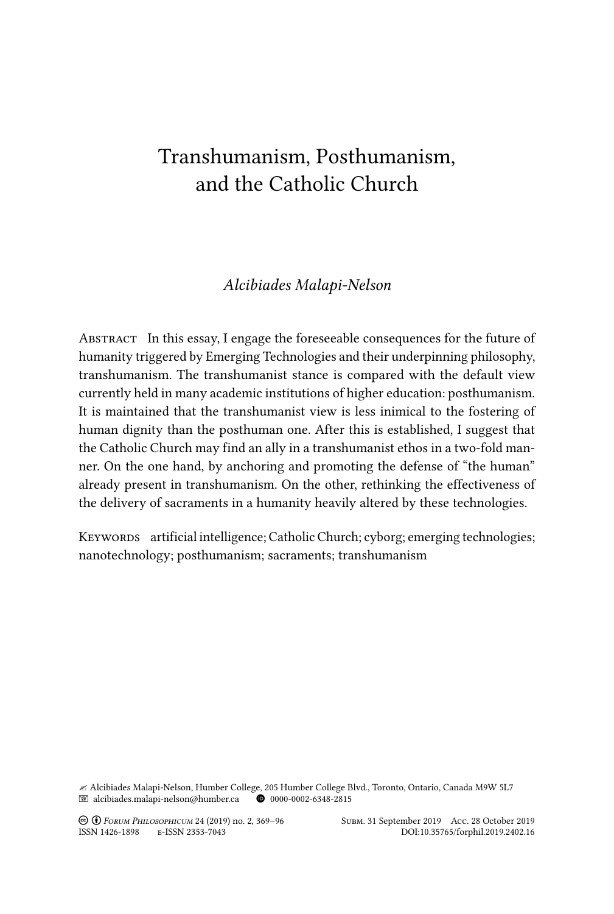# Transhumanism, Posthumanism, and the Catholic Church

*Alcibiades Malapi-Nelson*

Abstract In this essay, I engage the foreseeable consequences for the future of humanity triggered by Emerging Technologies and their underpinning philosophy, transhumanism. The transhumanist stance is compared with the default view currently held in many academic institutions of higher education: posthumanism. It is maintained that the transhumanist view is less inimical to the fostering of human dignity than the posthuman one. After this is established, I suggest that the Catholic Church may find an ally in a transhumanist ethos in a two-fold manner. On the one hand, by anchoring and promoting the defense of "the human" already present in transhumanism. On the other, rethinking the effectiveness of the delivery of sacraments in a humanity heavily altered by these technologies.

Keywords artificial intelligence; Catholic Church; cyborg; emerging technologies; nanotechnology; posthumanism; sacraments; transhumanism

✍ Alcibiades Malapi-Nelson, Humber College, 205 Humber College Blvd., Toronto, Ontario, Canada M9W 5L7
✉ alcibiades.malapi-nelson@humber.ca 0000-0002-6348-2815

*Forum Philosophicum* 24 (2019) no. 2, 369–96 Subm. 31 September 2019 Acc. 28 October 2019
ISSN 1426-1898 e-ISSN 2353-7043 DOI:10.35765/forphil.2019.2402.16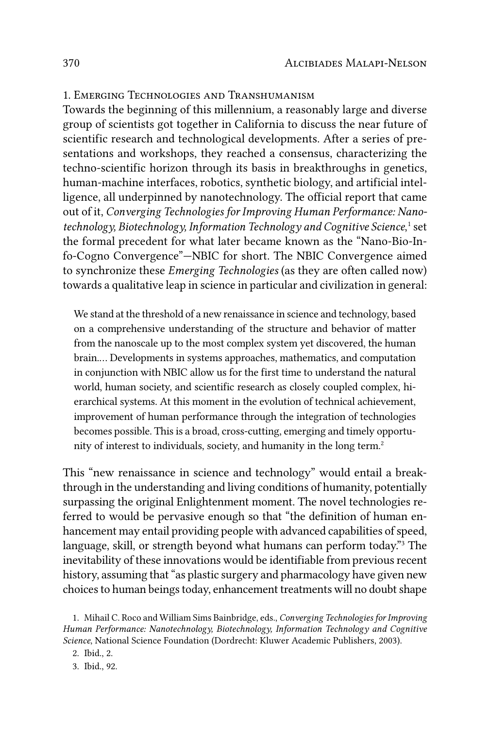## 1. Emerging Technologies and Transhumanism

Towards the beginning of this millennium, a reasonably large and diverse group of scientists got together in California to discuss the near future of scientific research and technological developments. After a series of presentations and workshops, they reached a consensus, characterizing the techno-scientific horizon through its basis in breakthroughs in genetics, human-machine interfaces, robotics, synthetic biology, and artificial intelligence, all underpinned by nanotechnology. The official report that came out of it, *Converging Technologies for Improving Human Performance: Nanotechnology, Biotechnology, Information Technology and Cognitive Science*,[1] set the formal precedent for what later became known as the "Nano-Bio-Info-Cogno Convergence"—NBIC for short. The NBIC Convergence aimed to synchronize these *Emerging Technologies* (as they are often called now) towards a qualitative leap in science in particular and civilization in general:

> We stand at the threshold of a new renaissance in science and technology, based on a comprehensive understanding of the structure and behavior of matter from the nanoscale up to the most complex system yet discovered, the human brain.… Developments in systems approaches, mathematics, and computation in conjunction with NBIC allow us for the first time to understand the natural world, human society, and scientific research as closely coupled complex, hierarchical systems. At this moment in the evolution of technical achievement, improvement of human performance through the integration of technologies becomes possible. This is a broad, cross-cutting, emerging and timely opportunity of interest to individuals, society, and humanity in the long term.[2]

This "new renaissance in science and technology" would entail a breakthrough in the understanding and living conditions of humanity, potentially surpassing the original Enlightenment moment. The novel technologies referred to would be pervasive enough so that "the definition of human enhancement may entail providing people with advanced capabilities of speed, language, skill, or strength beyond what humans can perform today."[3] The inevitability of these innovations would be identifiable from previous recent history, assuming that "as plastic surgery and pharmacology have given new choices to human beings today, enhancement treatments will no doubt shape

1. Mihail C. Roco and William Sims Bainbridge, eds., *Converging Technologies for Improving Human Performance: Nanotechnology, Biotechnology, Information Technology and Cognitive Science*, National Science Foundation (Dordrecht: Kluwer Academic Publishers, 2003).

2. Ibid., 2.

3. Ibid., 92.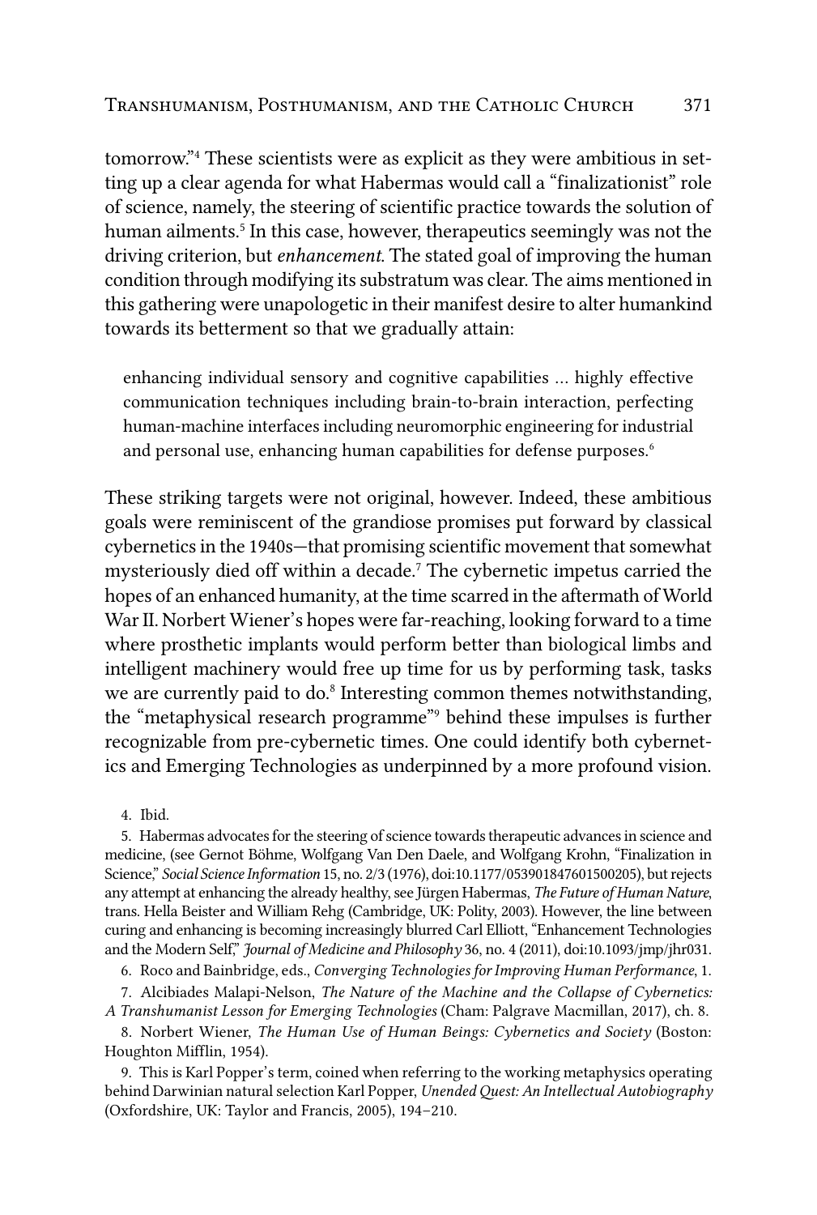tomorrow."[4] These scientists were as explicit as they were ambitious in setting up a clear agenda for what Habermas would call a "finalizationist" role of science, namely, the steering of scientific practice towards the solution of human ailments.[5] In this case, however, therapeutics seemingly was not the driving criterion, but *enhancement*. The stated goal of improving the human condition through modifying its substratum was clear. The aims mentioned in this gathering were unapologetic in their manifest desire to alter humankind towards its betterment so that we gradually attain:

> enhancing individual sensory and cognitive capabilities ... highly effective communication techniques including brain-to-brain interaction, perfecting human-machine interfaces including neuromorphic engineering for industrial and personal use, enhancing human capabilities for defense purposes.[6]

These striking targets were not original, however. Indeed, these ambitious goals were reminiscent of the grandiose promises put forward by classical cybernetics in the 1940s—that promising scientific movement that somewhat mysteriously died off within a decade.[7] The cybernetic impetus carried the hopes of an enhanced humanity, at the time scarred in the aftermath of World War II. Norbert Wiener's hopes were far-reaching, looking forward to a time where prosthetic implants would perform better than biological limbs and intelligent machinery would free up time for us by performing task, tasks we are currently paid to do.[8] Interesting common themes notwithstanding, the "metaphysical research programme"[9] behind these impulses is further recognizable from pre-cybernetic times. One could identify both cybernetics and Emerging Technologies as underpinned by a more profound vision.

4. Ibid.

5. Habermas advocates for the steering of science towards therapeutic advances in science and medicine, (see Gernot Böhme, Wolfgang Van Den Daele, and Wolfgang Krohn, "Finalization in Science," *Social Science Information* 15, no. 2/3 (1976), doi:10.1177/053901847601500205), but rejects any attempt at enhancing the already healthy, see Jürgen Habermas, *The Future of Human Nature*, trans. Hella Beister and William Rehg (Cambridge, UK: Polity, 2003). However, the line between curing and enhancing is becoming increasingly blurred Carl Elliott, "Enhancement Technologies and the Modern Self," *Journal of Medicine and Philosophy* 36, no. 4 (2011), doi:10.1093/jmp/jhr031.

6. Roco and Bainbridge, eds., *Converging Technologies for Improving Human Performance*, 1.

7. Alcibiades Malapi-Nelson, *The Nature of the Machine and the Collapse of Cybernetics: A Transhumanist Lesson for Emerging Technologies* (Cham: Palgrave Macmillan, 2017), ch. 8.

8. Norbert Wiener, *The Human Use of Human Beings: Cybernetics and Society* (Boston: Houghton Mifflin, 1954).

9. This is Karl Popper's term, coined when referring to the working metaphysics operating behind Darwinian natural selection Karl Popper, *Unended Quest: An Intellectual Autobiography* (Oxfordshire, UK: Taylor and Francis, 2005), 194–210.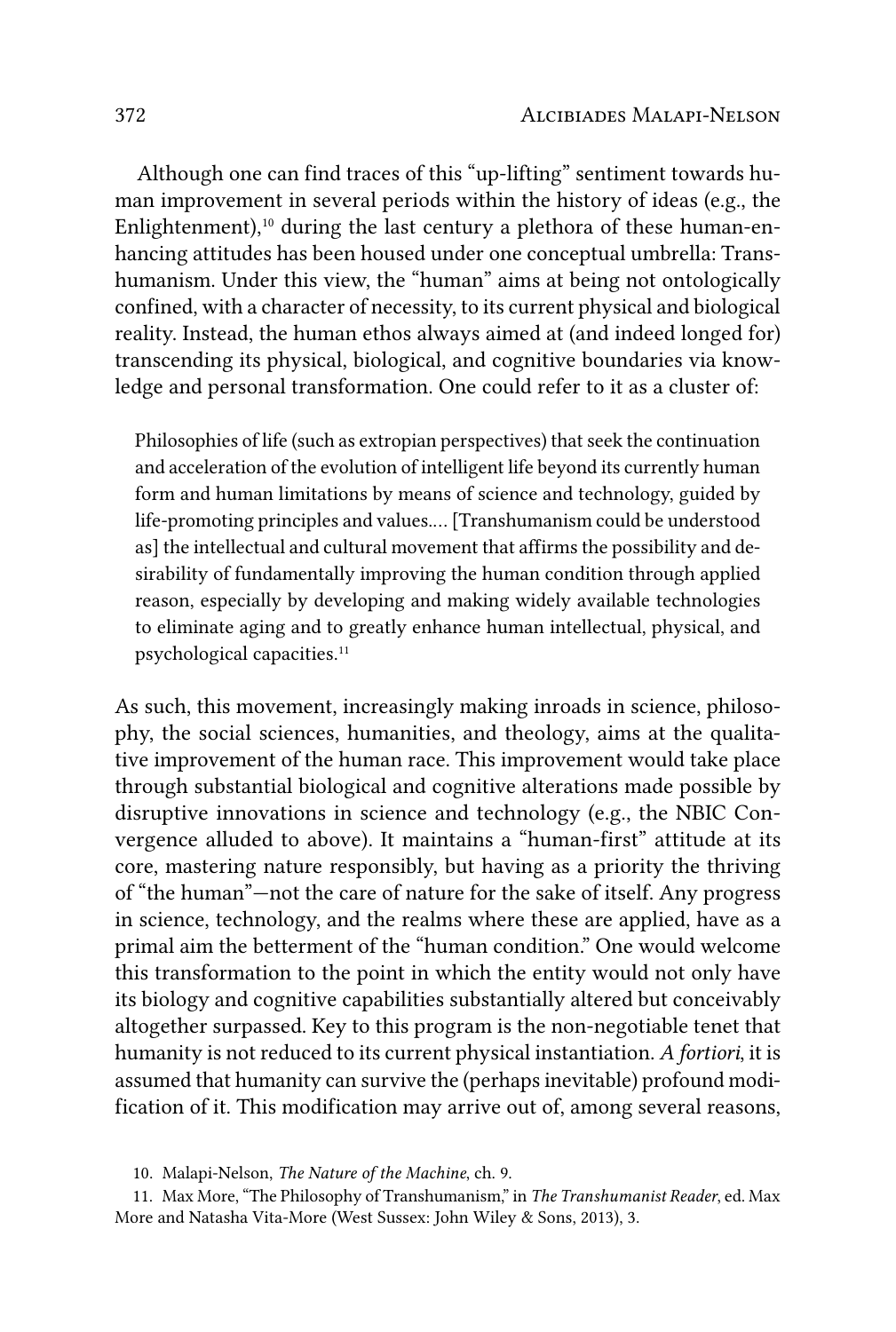Although one can find traces of this "up-lifting" sentiment towards human improvement in several periods within the history of ideas (e.g., the Enlightenment),[10] during the last century a plethora of these human-enhancing attitudes has been housed under one conceptual umbrella: Transhumanism. Under this view, the "human" aims at being not ontologically confined, with a character of necessity, to its current physical and biological reality. Instead, the human ethos always aimed at (and indeed longed for) transcending its physical, biological, and cognitive boundaries via knowledge and personal transformation. One could refer to it as a cluster of:

> Philosophies of life (such as extropian perspectives) that seek the continuation and acceleration of the evolution of intelligent life beyond its currently human form and human limitations by means of science and technology, guided by life-promoting principles and values.... [Transhumanism could be understood as] the intellectual and cultural movement that affirms the possibility and desirability of fundamentally improving the human condition through applied reason, especially by developing and making widely available technologies to eliminate aging and to greatly enhance human intellectual, physical, and psychological capacities.[11]

As such, this movement, increasingly making inroads in science, philosophy, the social sciences, humanities, and theology, aims at the qualitative improvement of the human race. This improvement would take place through substantial biological and cognitive alterations made possible by disruptive innovations in science and technology (e.g., the NBIC Convergence alluded to above). It maintains a "human-first" attitude at its core, mastering nature responsibly, but having as a priority the thriving of "the human"—not the care of nature for the sake of itself. Any progress in science, technology, and the realms where these are applied, have as a primal aim the betterment of the "human condition." One would welcome this transformation to the point in which the entity would not only have its biology and cognitive capabilities substantially altered but conceivably altogether surpassed. Key to this program is the non-negotiable tenet that humanity is not reduced to its current physical instantiation. *A fortiori*, it is assumed that humanity can survive the (perhaps inevitable) profound modification of it. This modification may arrive out of, among several reasons,

10. Malapi-Nelson, *The Nature of the Machine*, ch. 9.

11. Max More, "The Philosophy of Transhumanism," in *The Transhumanist Reader*, ed. Max More and Natasha Vita-More (West Sussex: John Wiley & Sons, 2013), 3.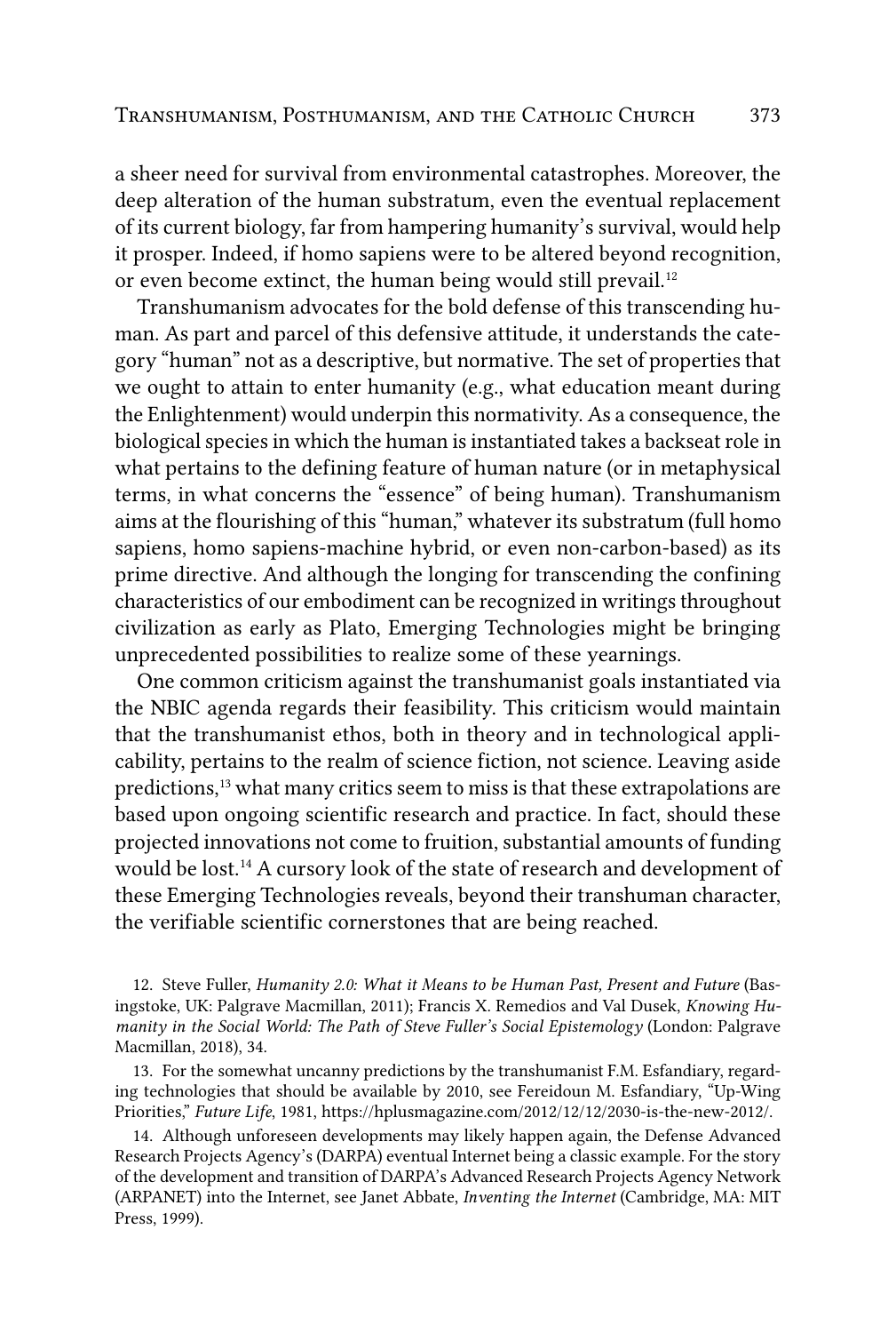a sheer need for survival from environmental catastrophes. Moreover, the deep alteration of the human substratum, even the eventual replacement of its current biology, far from hampering humanity's survival, would help it prosper. Indeed, if homo sapiens were to be altered beyond recognition, or even become extinct, the human being would still prevail.[12]

Transhumanism advocates for the bold defense of this transcending human. As part and parcel of this defensive attitude, it understands the category "human" not as a descriptive, but normative. The set of properties that we ought to attain to enter humanity (e.g., what education meant during the Enlightenment) would underpin this normativity. As a consequence, the biological species in which the human is instantiated takes a backseat role in what pertains to the defining feature of human nature (or in metaphysical terms, in what concerns the "essence" of being human). Transhumanism aims at the flourishing of this "human," whatever its substratum (full homo sapiens, homo sapiens-machine hybrid, or even non-carbon-based) as its prime directive. And although the longing for transcending the confining characteristics of our embodiment can be recognized in writings throughout civilization as early as Plato, Emerging Technologies might be bringing unprecedented possibilities to realize some of these yearnings.

One common criticism against the transhumanist goals instantiated via the NBIC agenda regards their feasibility. This criticism would maintain that the transhumanist ethos, both in theory and in technological applicability, pertains to the realm of science fiction, not science. Leaving aside predictions,[13] what many critics seem to miss is that these extrapolations are based upon ongoing scientific research and practice. In fact, should these projected innovations not come to fruition, substantial amounts of funding would be lost.[14] A cursory look of the state of research and development of these Emerging Technologies reveals, beyond their transhuman character, the verifiable scientific cornerstones that are being reached.

12. Steve Fuller, *Humanity 2.0: What it Means to be Human Past, Present and Future* (Basingstoke, UK: Palgrave Macmillan, 2011); Francis X. Remedios and Val Dusek, *Knowing Humanity in the Social World: The Path of Steve Fuller's Social Epistemology* (London: Palgrave Macmillan, 2018), 34.

13. For the somewhat uncanny predictions by the transhumanist F.M. Esfandiary, regarding technologies that should be available by 2010, see Fereidoun M. Esfandiary, "Up-Wing Priorities," *Future Life*, 1981, https://hplusmagazine.com/2012/12/12/2030-is-the-new-2012/.

14. Although unforeseen developments may likely happen again, the Defense Advanced Research Projects Agency's (DARPA) eventual Internet being a classic example. For the story of the development and transition of DARPA's Advanced Research Projects Agency Network (ARPANET) into the Internet, see Janet Abbate, *Inventing the Internet* (Cambridge, MA: MIT Press, 1999).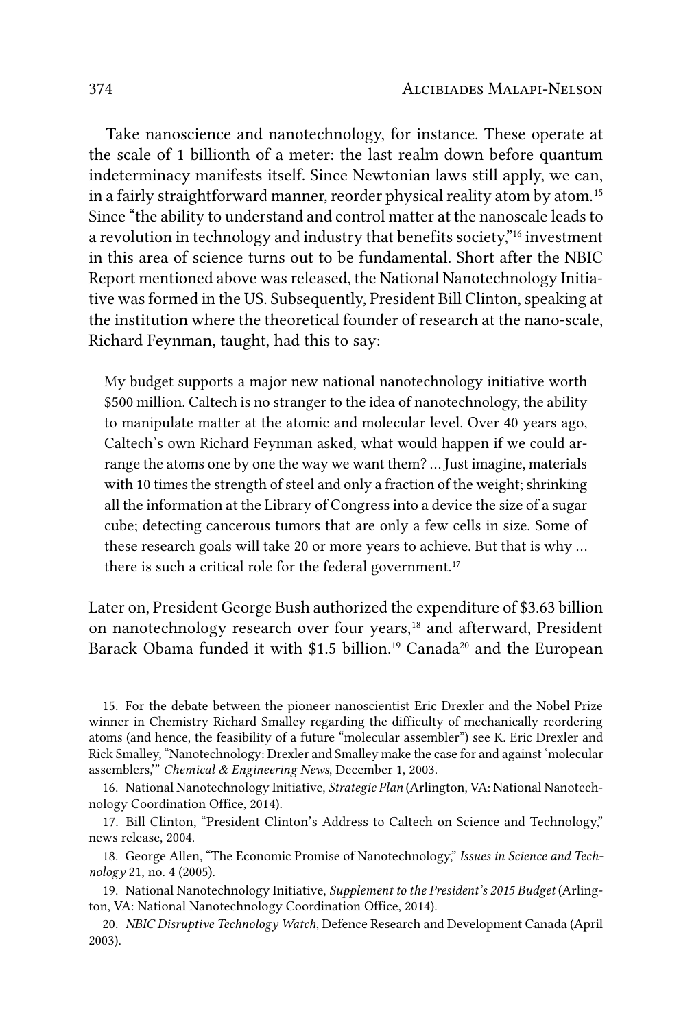Take nanoscience and nanotechnology, for instance. These operate at the scale of 1 billionth of a meter: the last realm down before quantum indeterminacy manifests itself. Since Newtonian laws still apply, we can, in a fairly straightforward manner, reorder physical reality atom by atom.[15] Since "the ability to understand and control matter at the nanoscale leads to a revolution in technology and industry that benefits society,"[16] investment in this area of science turns out to be fundamental. Short after the NBIC Report mentioned above was released, the National Nanotechnology Initiative was formed in the US. Subsequently, President Bill Clinton, speaking at the institution where the theoretical founder of research at the nano-scale, Richard Feynman, taught, had this to say:

> My budget supports a major new national nanotechnology initiative worth $500 million. Caltech is no stranger to the idea of nanotechnology, the ability to manipulate matter at the atomic and molecular level. Over 40 years ago, Caltech's own Richard Feynman asked, what would happen if we could arrange the atoms one by one the way we want them? ... Just imagine, materials with 10 times the strength of steel and only a fraction of the weight; shrinking all the information at the Library of Congress into a device the size of a sugar cube; detecting cancerous tumors that are only a few cells in size. Some of these research goals will take 20 or more years to achieve. But that is why ... there is such a critical role for the federal government.[17]

Later on, President George Bush authorized the expenditure of $3.63 billion on nanotechnology research over four years,[18] and afterward, President Barack Obama funded it with $1.5 billion.[19] Canada[20] and the European

15. For the debate between the pioneer nanoscientist Eric Drexler and the Nobel Prize winner in Chemistry Richard Smalley regarding the difficulty of mechanically reordering atoms (and hence, the feasibility of a future "molecular assembler") see K. Eric Drexler and Rick Smalley, "Nanotechnology: Drexler and Smalley make the case for and against 'molecular assemblers,'" *Chemical & Engineering News*, December 1, 2003.

16. National Nanotechnology Initiative, *Strategic Plan* (Arlington, VA: National Nanotechnology Coordination Office, 2014).

17. Bill Clinton, "President Clinton's Address to Caltech on Science and Technology," news release, 2004.

18. George Allen, "The Economic Promise of Nanotechnology," *Issues in Science and Technology* 21, no. 4 (2005).

19. National Nanotechnology Initiative, *Supplement to the President's 2015 Budget* (Arlington, VA: National Nanotechnology Coordination Office, 2014).

20. *NBIC Disruptive Technology Watch*, Defence Research and Development Canada (April 2003).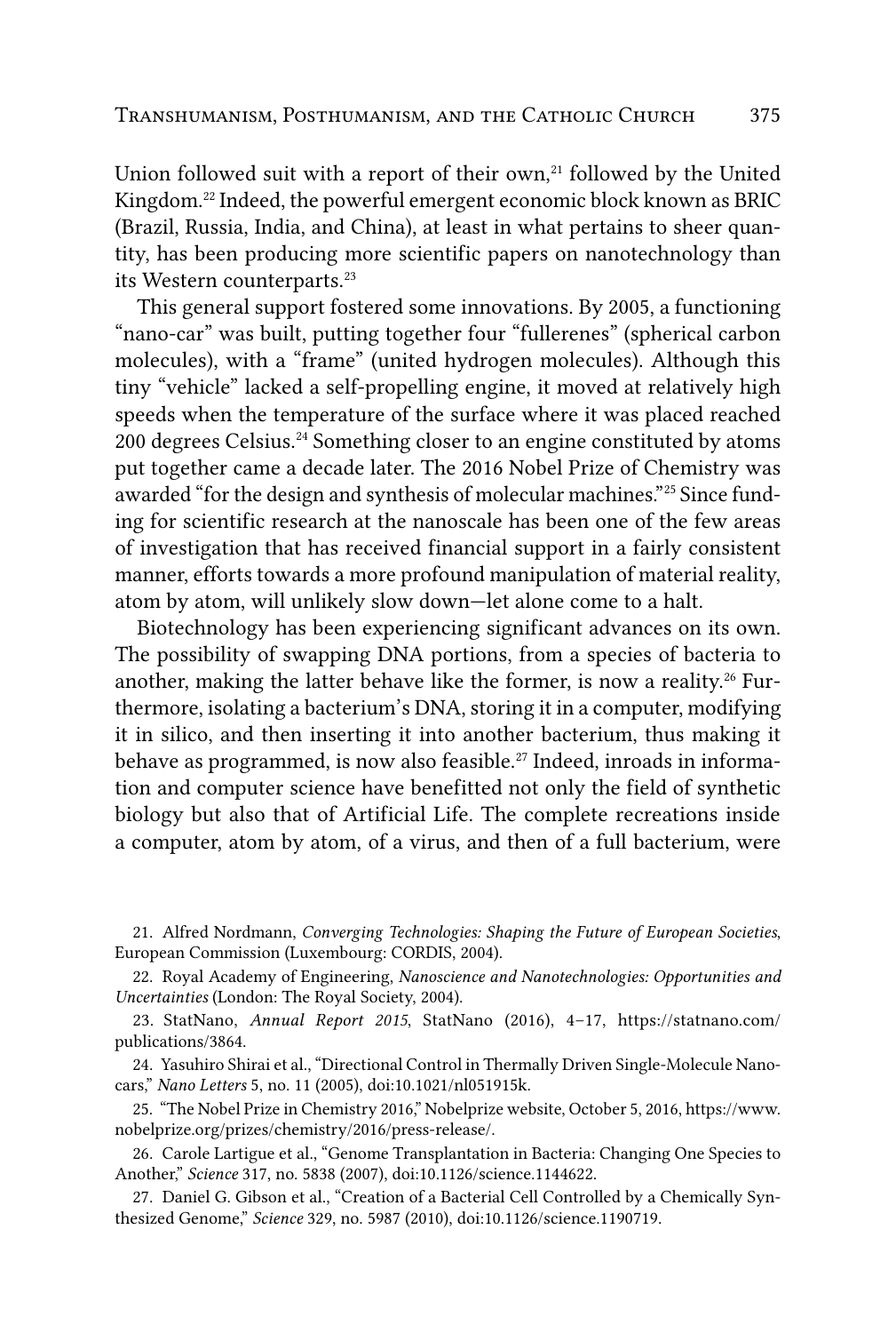Union followed suit with a report of their own,[21] followed by the United Kingdom.[22] Indeed, the powerful emergent economic block known as BRIC (Brazil, Russia, India, and China), at least in what pertains to sheer quantity, has been producing more scientific papers on nanotechnology than its Western counterparts.[23]

This general support fostered some innovations. By 2005, a functioning "nano-car" was built, putting together four "fullerenes" (spherical carbon molecules), with a "frame" (united hydrogen molecules). Although this tiny "vehicle" lacked a self-propelling engine, it moved at relatively high speeds when the temperature of the surface where it was placed reached 200 degrees Celsius.[24] Something closer to an engine constituted by atoms put together came a decade later. The 2016 Nobel Prize of Chemistry was awarded "for the design and synthesis of molecular machines."[25] Since funding for scientific research at the nanoscale has been one of the few areas of investigation that has received financial support in a fairly consistent manner, efforts towards a more profound manipulation of material reality, atom by atom, will unlikely slow down—let alone come to a halt.

Biotechnology has been experiencing significant advances on its own. The possibility of swapping DNA portions, from a species of bacteria to another, making the latter behave like the former, is now a reality.[26] Furthermore, isolating a bacterium's DNA, storing it in a computer, modifying it in silico, and then inserting it into another bacterium, thus making it behave as programmed, is now also feasible.[27] Indeed, inroads in information and computer science have benefitted not only the field of synthetic biology but also that of Artificial Life. The complete recreations inside a computer, atom by atom, of a virus, and then of a full bacterium, were

21. Alfred Nordmann, *Converging Technologies: Shaping the Future of European Societies*, European Commission (Luxembourg: CORDIS, 2004).

22. Royal Academy of Engineering, *Nanoscience and Nanotechnologies: Opportunities and Uncertainties* (London: The Royal Society, 2004).

23. StatNano, *Annual Report 2015*, StatNano (2016), 4–17, https://statnano.com/publications/3864.

24. Yasuhiro Shirai et al., "Directional Control in Thermally Driven Single-Molecule Nanocars," *Nano Letters* 5, no. 11 (2005), doi:10.1021/nl051915k.

25. "The Nobel Prize in Chemistry 2016," Nobelprize website, October 5, 2016, https://www.nobelprize.org/prizes/chemistry/2016/press-release/.

26. Carole Lartigue et al., "Genome Transplantation in Bacteria: Changing One Species to Another," *Science* 317, no. 5838 (2007), doi:10.1126/science.1144622.

27. Daniel G. Gibson et al., "Creation of a Bacterial Cell Controlled by a Chemically Synthesized Genome," *Science* 329, no. 5987 (2010), doi:10.1126/science.1190719.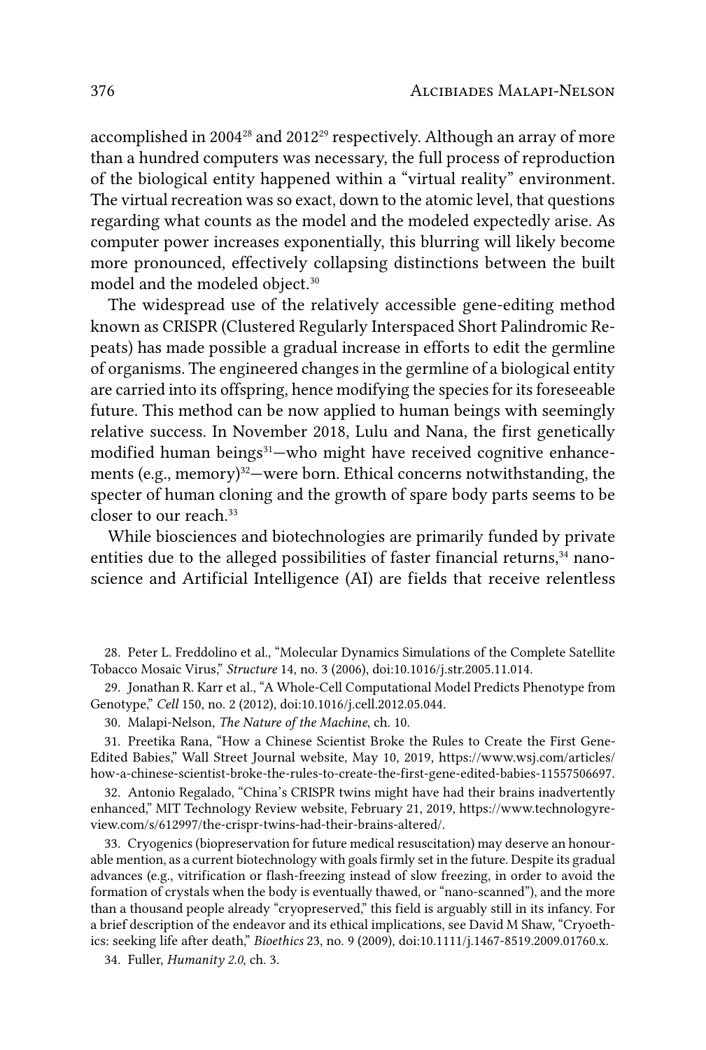accomplished in 2004[28] and 2012[29] respectively. Although an array of more than a hundred computers was necessary, the full process of reproduction of the biological entity happened within a "virtual reality" environment. The virtual recreation was so exact, down to the atomic level, that questions regarding what counts as the model and the modeled expectedly arise. As computer power increases exponentially, this blurring will likely become more pronounced, effectively collapsing distinctions between the built model and the modeled object.[30]

The widespread use of the relatively accessible gene-editing method known as CRISPR (Clustered Regularly Interspaced Short Palindromic Repeats) has made possible a gradual increase in efforts to edit the germline of organisms. The engineered changes in the germline of a biological entity are carried into its offspring, hence modifying the species for its foreseeable future. This method can be now applied to human beings with seemingly relative success. In November 2018, Lulu and Nana, the first genetically modified human beings[31]—who might have received cognitive enhancements (e.g., memory)[32]—were born. Ethical concerns notwithstanding, the specter of human cloning and the growth of spare body parts seems to be closer to our reach.[33]

While biosciences and biotechnologies are primarily funded by private entities due to the alleged possibilities of faster financial returns,[34] nanoscience and Artificial Intelligence (AI) are fields that receive relentless

28. Peter L. Freddolino et al., "Molecular Dynamics Simulations of the Complete Satellite Tobacco Mosaic Virus," *Structure* 14, no. 3 (2006), doi:10.1016/j.str.2005.11.014.

29. Jonathan R. Karr et al., "A Whole-Cell Computational Model Predicts Phenotype from Genotype," *Cell* 150, no. 2 (2012), doi:10.1016/j.cell.2012.05.044.

30. Malapi-Nelson, *The Nature of the Machine*, ch. 10.

31. Preetika Rana, "How a Chinese Scientist Broke the Rules to Create the First Gene-Edited Babies," Wall Street Journal website, May 10, 2019, https://www.wsj.com/articles/how-a-chinese-scientist-broke-the-rules-to-create-the-first-gene-edited-babies-11557506697.

32. Antonio Regalado, "China's CRISPR twins might have had their brains inadvertently enhanced," MIT Technology Review website, February 21, 2019, https://www.technologyreview.com/s/612997/the-crispr-twins-had-their-brains-altered/.

33. Cryogenics (biopreservation for future medical resuscitation) may deserve an honourable mention, as a current biotechnology with goals firmly set in the future. Despite its gradual advances (e.g., vitrification or flash-freezing instead of slow freezing, in order to avoid the formation of crystals when the body is eventually thawed, or "nano-scanned"), and the more than a thousand people already "cryopreserved," this field is arguably still in its infancy. For a brief description of the endeavor and its ethical implications, see David M Shaw, "Cryoethics: seeking life after death," *Bioethics* 23, no. 9 (2009), doi:10.1111/j.1467-8519.2009.01760.x.

34. Fuller, *Humanity 2.0*, ch. 3.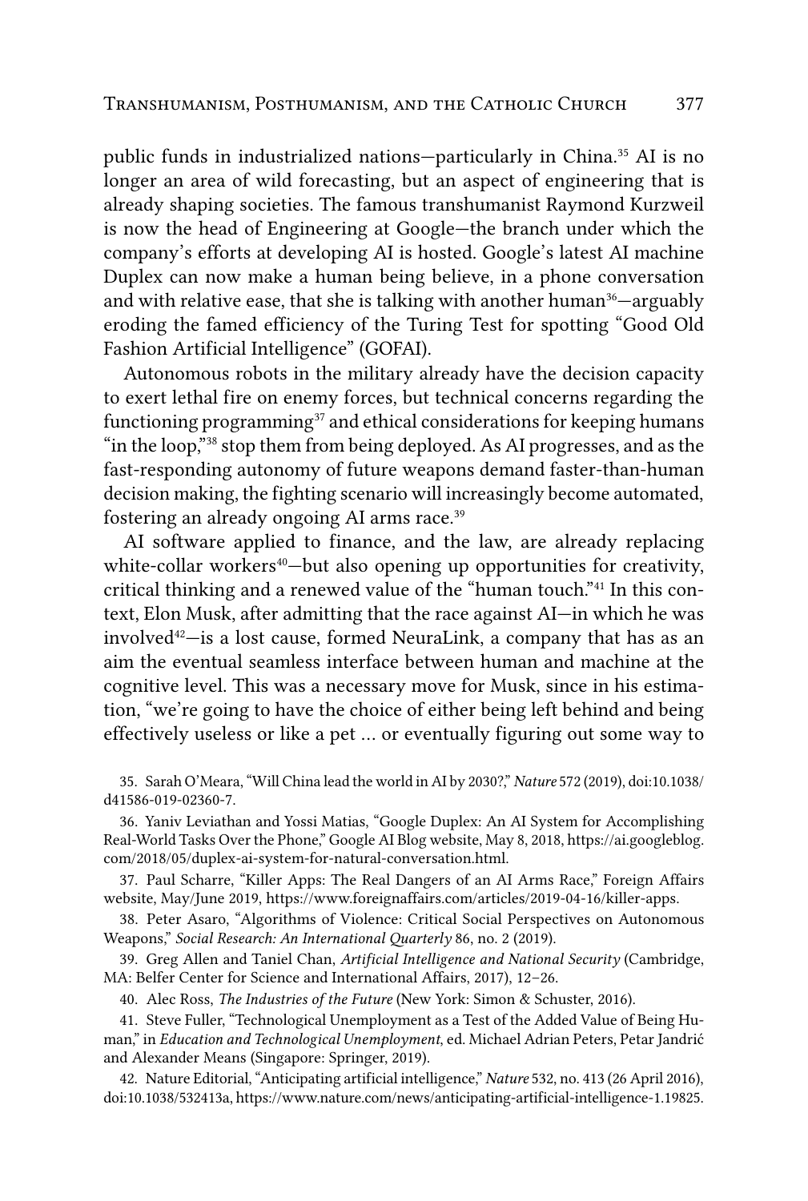public funds in industrialized nations—particularly in China.[35] AI is no longer an area of wild forecasting, but an aspect of engineering that is already shaping societies. The famous transhumanist Raymond Kurzweil is now the head of Engineering at Google—the branch under which the company's efforts at developing AI is hosted. Google's latest AI machine Duplex can now make a human being believe, in a phone conversation and with relative ease, that she is talking with another human[36]—arguably eroding the famed efficiency of the Turing Test for spotting "Good Old Fashion Artificial Intelligence" (GOFAI).

Autonomous robots in the military already have the decision capacity to exert lethal fire on enemy forces, but technical concerns regarding the functioning programming[37] and ethical considerations for keeping humans "in the loop,"[38] stop them from being deployed. As AI progresses, and as the fast-responding autonomy of future weapons demand faster-than-human decision making, the fighting scenario will increasingly become automated, fostering an already ongoing AI arms race.[39]

AI software applied to finance, and the law, are already replacing white-collar workers[40]—but also opening up opportunities for creativity, critical thinking and a renewed value of the "human touch."[41] In this context, Elon Musk, after admitting that the race against AI—in which he was involved[42]—is a lost cause, formed NeuraLink, a company that has as an aim the eventual seamless interface between human and machine at the cognitive level. This was a necessary move for Musk, since in his estimation, "we're going to have the choice of either being left behind and being effectively useless or like a pet ... or eventually figuring out some way to

35. Sarah O'Meara, "Will China lead the world in AI by 2030?," *Nature* 572 (2019), doi:10.1038/d41586-019-02360-7.

36. Yaniv Leviathan and Yossi Matias, "Google Duplex: An AI System for Accomplishing Real-World Tasks Over the Phone," Google AI Blog website, May 8, 2018, https://ai.googleblog.com/2018/05/duplex-ai-system-for-natural-conversation.html.

37. Paul Scharre, "Killer Apps: The Real Dangers of an AI Arms Race," Foreign Affairs website, May/June 2019, https://www.foreignaffairs.com/articles/2019-04-16/killer-apps.

38. Peter Asaro, "Algorithms of Violence: Critical Social Perspectives on Autonomous Weapons," *Social Research: An International Quarterly* 86, no. 2 (2019).

39. Greg Allen and Taniel Chan, *Artificial Intelligence and National Security* (Cambridge, MA: Belfer Center for Science and International Affairs, 2017), 12–26.

40. Alec Ross, *The Industries of the Future* (New York: Simon & Schuster, 2016).

41. Steve Fuller, "Technological Unemployment as a Test of the Added Value of Being Human," in *Education and Technological Unemployment*, ed. Michael Adrian Peters, Petar Jandrić and Alexander Means (Singapore: Springer, 2019).

42. Nature Editorial, "Anticipating artificial intelligence," *Nature* 532, no. 413 (26 April 2016), doi:10.1038/532413a, https://www.nature.com/news/anticipating-artificial-intelligence-1.19825.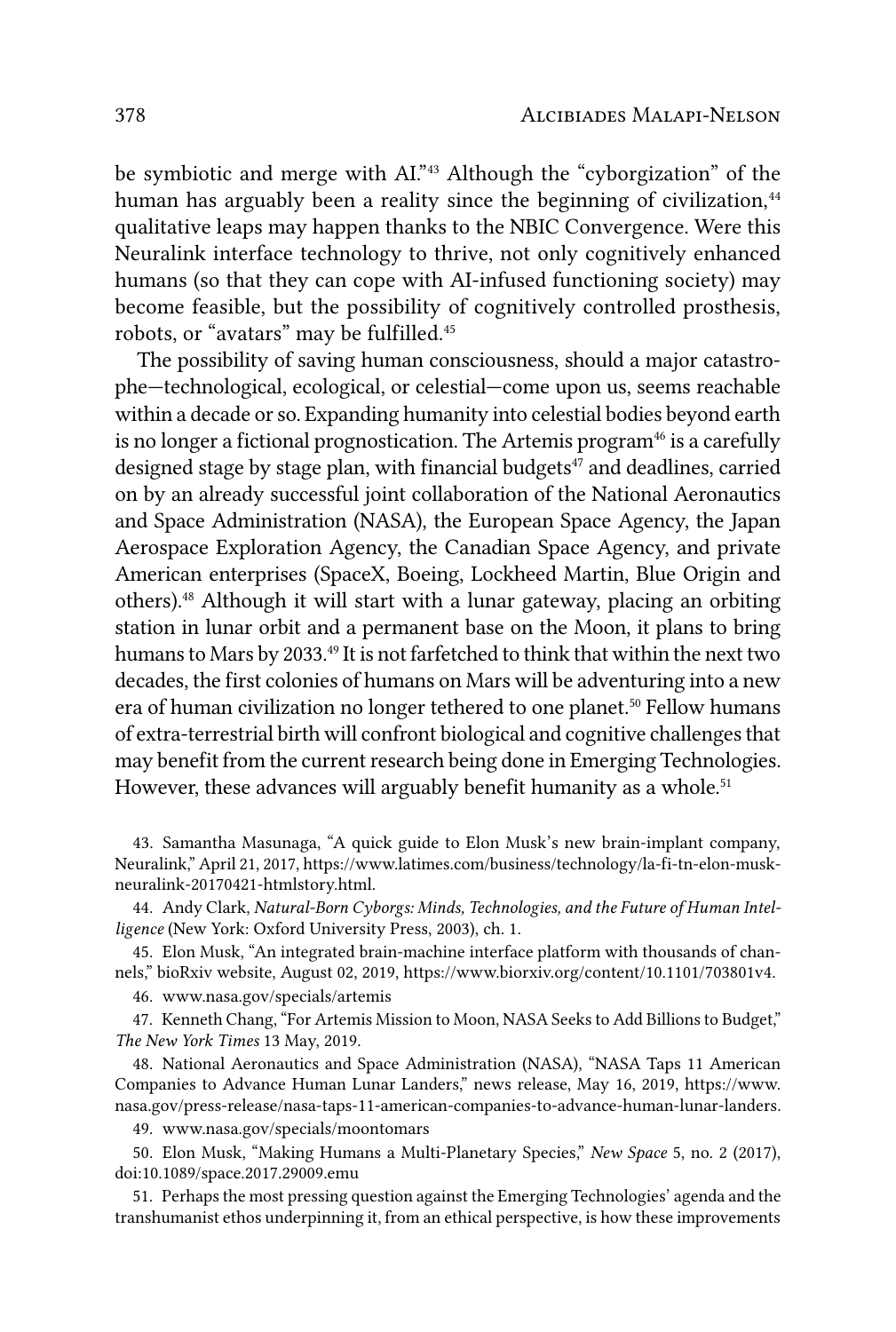be symbiotic and merge with AI."[43] Although the "cyborgization" of the human has arguably been a reality since the beginning of civilization,[44] qualitative leaps may happen thanks to the NBIC Convergence. Were this Neuralink interface technology to thrive, not only cognitively enhanced humans (so that they can cope with AI-infused functioning society) may become feasible, but the possibility of cognitively controlled prosthesis, robots, or "avatars" may be fulfilled.[45]

The possibility of saving human consciousness, should a major catastrophe—technological, ecological, or celestial—come upon us, seems reachable within a decade or so. Expanding humanity into celestial bodies beyond earth is no longer a fictional prognostication. The Artemis program[46] is a carefully designed stage by stage plan, with financial budgets[47] and deadlines, carried on by an already successful joint collaboration of the National Aeronautics and Space Administration (NASA), the European Space Agency, the Japan Aerospace Exploration Agency, the Canadian Space Agency, and private American enterprises (SpaceX, Boeing, Lockheed Martin, Blue Origin and others).[48] Although it will start with a lunar gateway, placing an orbiting station in lunar orbit and a permanent base on the Moon, it plans to bring humans to Mars by 2033.[49] It is not farfetched to think that within the next two decades, the first colonies of humans on Mars will be adventuring into a new era of human civilization no longer tethered to one planet.[50] Fellow humans of extra-terrestrial birth will confront biological and cognitive challenges that may benefit from the current research being done in Emerging Technologies. However, these advances will arguably benefit humanity as a whole.[51]

43. Samantha Masunaga, "A quick guide to Elon Musk's new brain-implant company, Neuralink," April 21, 2017, https://www.latimes.com/business/technology/la-fi-tn-elon-musk-neuralink-20170421-htmlstory.html.

44. Andy Clark, *Natural-Born Cyborgs: Minds, Technologies, and the Future of Human Intelligence* (New York: Oxford University Press, 2003), ch. 1.

45. Elon Musk, "An integrated brain-machine interface platform with thousands of channels," bioRxiv website, August 02, 2019, https://www.biorxiv.org/content/10.1101/703801v4.

46. www.nasa.gov/specials/artemis

47. Kenneth Chang, "For Artemis Mission to Moon, NASA Seeks to Add Billions to Budget," *The New York Times* 13 May, 2019.

48. National Aeronautics and Space Administration (NASA), "NASA Taps 11 American Companies to Advance Human Lunar Landers," news release, May 16, 2019, https://www.nasa.gov/press-release/nasa-taps-11-american-companies-to-advance-human-lunar-landers.

49. www.nasa.gov/specials/moontomars

50. Elon Musk, "Making Humans a Multi-Planetary Species," *New Space* 5, no. 2 (2017), doi:10.1089/space.2017.29009.emu

51. Perhaps the most pressing question against the Emerging Technologies' agenda and the transhumanist ethos underpinning it, from an ethical perspective, is how these improvements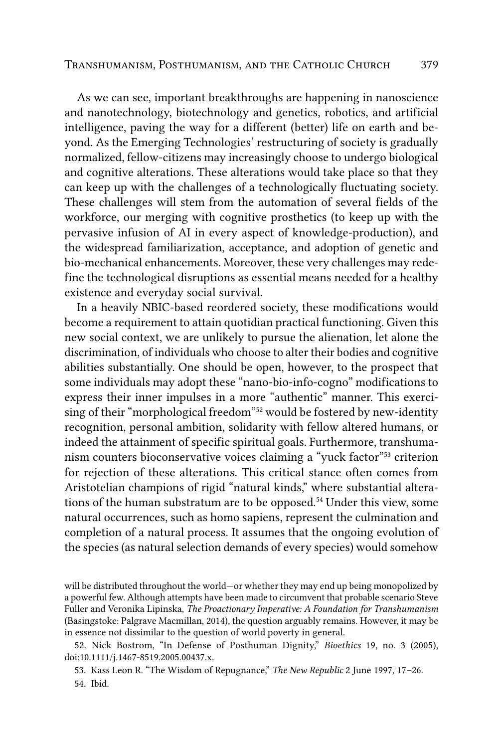As we can see, important breakthroughs are happening in nanoscience and nanotechnology, biotechnology and genetics, robotics, and artificial intelligence, paving the way for a different (better) life on earth and beyond. As the Emerging Technologies' restructuring of society is gradually normalized, fellow-citizens may increasingly choose to undergo biological and cognitive alterations. These alterations would take place so that they can keep up with the challenges of a technologically fluctuating society. These challenges will stem from the automation of several fields of the workforce, our merging with cognitive prosthetics (to keep up with the pervasive infusion of AI in every aspect of knowledge-production), and the widespread familiarization, acceptance, and adoption of genetic and bio-mechanical enhancements. Moreover, these very challenges may redefine the technological disruptions as essential means needed for a healthy existence and everyday social survival.

In a heavily NBIC-based reordered society, these modifications would become a requirement to attain quotidian practical functioning. Given this new social context, we are unlikely to pursue the alienation, let alone the discrimination, of individuals who choose to alter their bodies and cognitive abilities substantially. One should be open, however, to the prospect that some individuals may adopt these "nano-bio-info-cogno" modifications to express their inner impulses in a more "authentic" manner. This exercising of their "morphological freedom"[52] would be fostered by new-identity recognition, personal ambition, solidarity with fellow altered humans, or indeed the attainment of specific spiritual goals. Furthermore, transhumanism counters bioconservative voices claiming a "yuck factor"[53] criterion for rejection of these alterations. This critical stance often comes from Aristotelian champions of rigid "natural kinds," where substantial alterations of the human substratum are to be opposed.[54] Under this view, some natural occurrences, such as homo sapiens, represent the culmination and completion of a natural process. It assumes that the ongoing evolution of the species (as natural selection demands of every species) would somehow

will be distributed throughout the world—or whether they may end up being monopolized by a powerful few. Although attempts have been made to circumvent that probable scenario Steve Fuller and Veronika Lipinska, *The Proactionary Imperative: A Foundation for Transhumanism* (Basingstoke: Palgrave Macmillan, 2014), the question arguably remains. However, it may be in essence not dissimilar to the question of world poverty in general.

52. Nick Bostrom, "In Defense of Posthuman Dignity," *Bioethics* 19, no. 3 (2005), doi:10.1111/j.1467-8519.2005.00437.x.

53. Kass Leon R. "The Wisdom of Repugnance," *The New Republic* 2 June 1997, 17–26.

54. Ibid.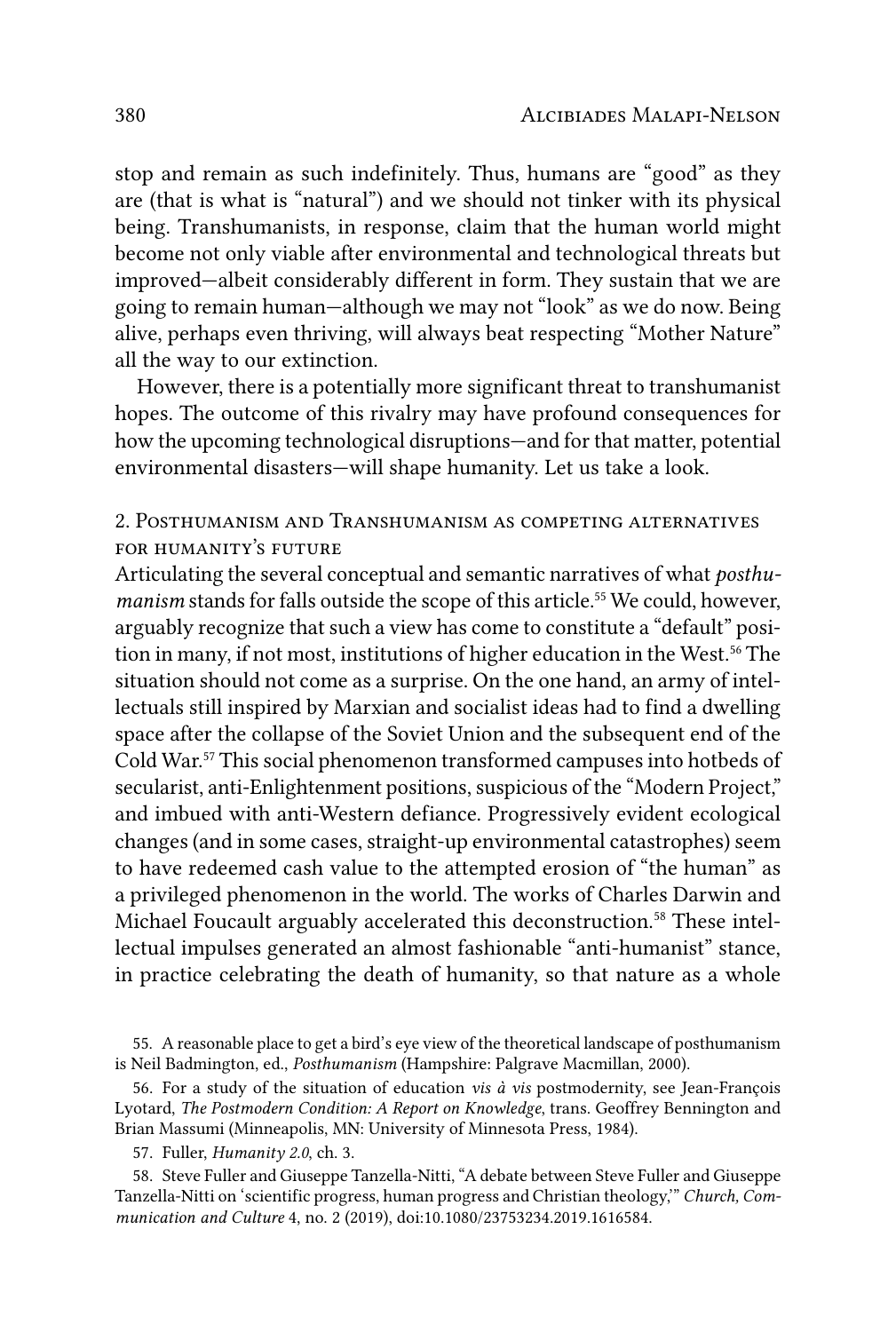stop and remain as such indefinitely. Thus, humans are "good" as they are (that is what is "natural") and we should not tinker with its physical being. Transhumanists, in response, claim that the human world might become not only viable after environmental and technological threats but improved—albeit considerably different in form. They sustain that we are going to remain human—although we may not "look" as we do now. Being alive, perhaps even thriving, will always beat respecting "Mother Nature" all the way to our extinction.

However, there is a potentially more significant threat to transhumanist hopes. The outcome of this rivalry may have profound consequences for how the upcoming technological disruptions—and for that matter, potential environmental disasters—will shape humanity. Let us take a look.

## 2. Posthumanism and Transhumanism as competing alternatives for humanity's future

Articulating the several conceptual and semantic narratives of what *posthumanism* stands for falls outside the scope of this article.[55] We could, however, arguably recognize that such a view has come to constitute a "default" position in many, if not most, institutions of higher education in the West.[56] The situation should not come as a surprise. On the one hand, an army of intellectuals still inspired by Marxian and socialist ideas had to find a dwelling space after the collapse of the Soviet Union and the subsequent end of the Cold War.[57] This social phenomenon transformed campuses into hotbeds of secularist, anti-Enlightenment positions, suspicious of the "Modern Project," and imbued with anti-Western defiance. Progressively evident ecological changes (and in some cases, straight-up environmental catastrophes) seem to have redeemed cash value to the attempted erosion of "the human" as a privileged phenomenon in the world. The works of Charles Darwin and Michael Foucault arguably accelerated this deconstruction.[58] These intellectual impulses generated an almost fashionable "anti-humanist" stance, in practice celebrating the death of humanity, so that nature as a whole

55. A reasonable place to get a bird's eye view of the theoretical landscape of posthumanism is Neil Badmington, ed., *Posthumanism* (Hampshire: Palgrave Macmillan, 2000).

56. For a study of the situation of education *vis à vis* postmodernity, see Jean-François Lyotard, *The Postmodern Condition: A Report on Knowledge*, trans. Geoffrey Bennington and Brian Massumi (Minneapolis, MN: University of Minnesota Press, 1984).

57. Fuller, *Humanity 2.0*, ch. 3.

58. Steve Fuller and Giuseppe Tanzella-Nitti, "A debate between Steve Fuller and Giuseppe Tanzella-Nitti on 'scientific progress, human progress and Christian theology,'" *Church, Communication and Culture* 4, no. 2 (2019), doi:10.1080/23753234.2019.1616584.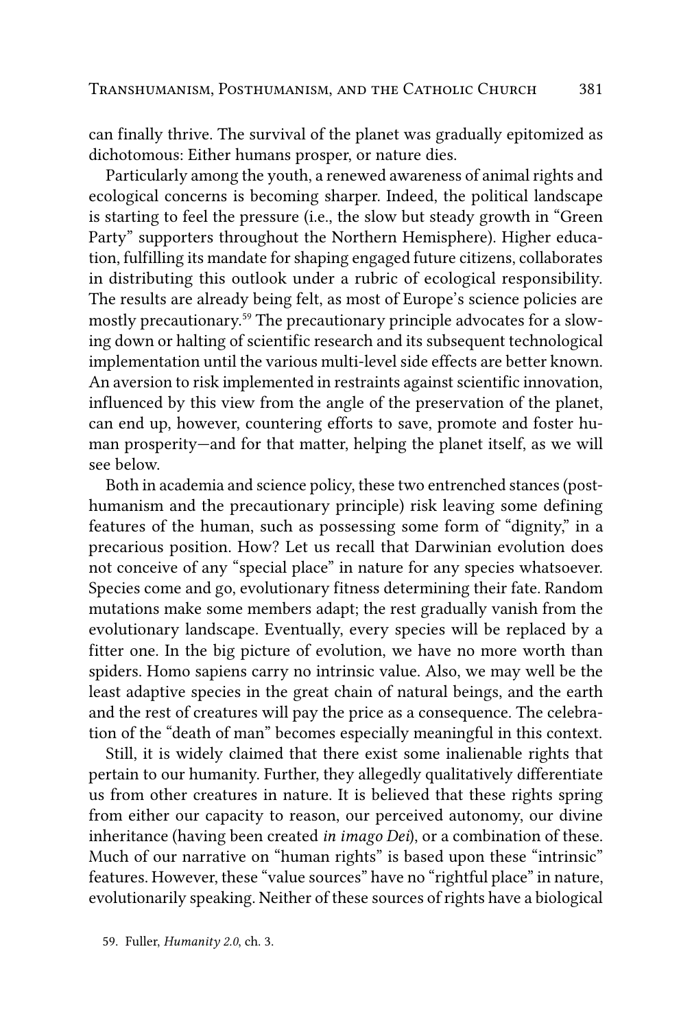can finally thrive. The survival of the planet was gradually epitomized as dichotomous: Either humans prosper, or nature dies.

Particularly among the youth, a renewed awareness of animal rights and ecological concerns is becoming sharper. Indeed, the political landscape is starting to feel the pressure (i.e., the slow but steady growth in "Green Party" supporters throughout the Northern Hemisphere). Higher education, fulfilling its mandate for shaping engaged future citizens, collaborates in distributing this outlook under a rubric of ecological responsibility. The results are already being felt, as most of Europe's science policies are mostly precautionary.[59] The precautionary principle advocates for a slowing down or halting of scientific research and its subsequent technological implementation until the various multi-level side effects are better known. An aversion to risk implemented in restraints against scientific innovation, influenced by this view from the angle of the preservation of the planet, can end up, however, countering efforts to save, promote and foster human prosperity—and for that matter, helping the planet itself, as we will see below.

Both in academia and science policy, these two entrenched stances (posthumanism and the precautionary principle) risk leaving some defining features of the human, such as possessing some form of "dignity," in a precarious position. How? Let us recall that Darwinian evolution does not conceive of any "special place" in nature for any species whatsoever. Species come and go, evolutionary fitness determining their fate. Random mutations make some members adapt; the rest gradually vanish from the evolutionary landscape. Eventually, every species will be replaced by a fitter one. In the big picture of evolution, we have no more worth than spiders. Homo sapiens carry no intrinsic value. Also, we may well be the least adaptive species in the great chain of natural beings, and the earth and the rest of creatures will pay the price as a consequence. The celebration of the "death of man" becomes especially meaningful in this context.

Still, it is widely claimed that there exist some inalienable rights that pertain to our humanity. Further, they allegedly qualitatively differentiate us from other creatures in nature. It is believed that these rights spring from either our capacity to reason, our perceived autonomy, our divine inheritance (having been created *in imago Dei*), or a combination of these. Much of our narrative on "human rights" is based upon these "intrinsic" features. However, these "value sources" have no "rightful place" in nature, evolutionarily speaking. Neither of these sources of rights have a biological

59. Fuller, *Humanity 2.0*, ch. 3.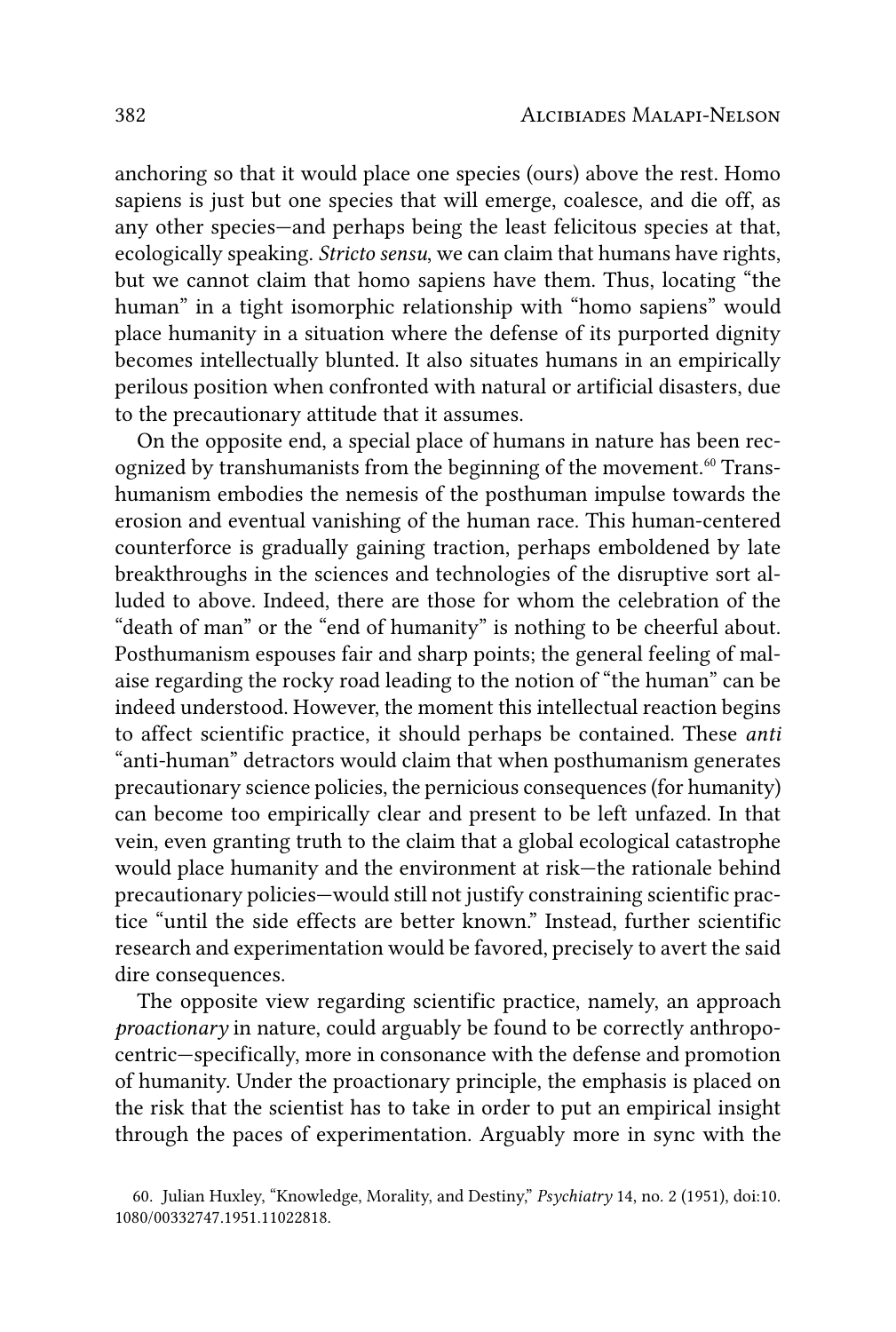anchoring so that it would place one species (ours) above the rest. Homo sapiens is just but one species that will emerge, coalesce, and die off, as any other species—and perhaps being the least felicitous species at that, ecologically speaking. *Stricto sensu*, we can claim that humans have rights, but we cannot claim that homo sapiens have them. Thus, locating "the human" in a tight isomorphic relationship with "homo sapiens" would place humanity in a situation where the defense of its purported dignity becomes intellectually blunted. It also situates humans in an empirically perilous position when confronted with natural or artificial disasters, due to the precautionary attitude that it assumes.

On the opposite end, a special place of humans in nature has been recognized by transhumanists from the beginning of the movement.[60] Transhumanism embodies the nemesis of the posthuman impulse towards the erosion and eventual vanishing of the human race. This human-centered counterforce is gradually gaining traction, perhaps emboldened by late breakthroughs in the sciences and technologies of the disruptive sort alluded to above. Indeed, there are those for whom the celebration of the "death of man" or the "end of humanity" is nothing to be cheerful about. Posthumanism espouses fair and sharp points; the general feeling of malaise regarding the rocky road leading to the notion of "the human" can be indeed understood. However, the moment this intellectual reaction begins to affect scientific practice, it should perhaps be contained. These *anti* "anti-human" detractors would claim that when posthumanism generates precautionary science policies, the pernicious consequences (for humanity) can become too empirically clear and present to be left unfazed. In that vein, even granting truth to the claim that a global ecological catastrophe would place humanity and the environment at risk—the rationale behind precautionary policies—would still not justify constraining scientific practice "until the side effects are better known." Instead, further scientific research and experimentation would be favored, precisely to avert the said dire consequences.

The opposite view regarding scientific practice, namely, an approach *proactionary* in nature, could arguably be found to be correctly anthropocentric—specifically, more in consonance with the defense and promotion of humanity. Under the proactionary principle, the emphasis is placed on the risk that the scientist has to take in order to put an empirical insight through the paces of experimentation. Arguably more in sync with the

60. Julian Huxley, "Knowledge, Morality, and Destiny," *Psychiatry* 14, no. 2 (1951), doi:10.1080/00332747.1951.11022818.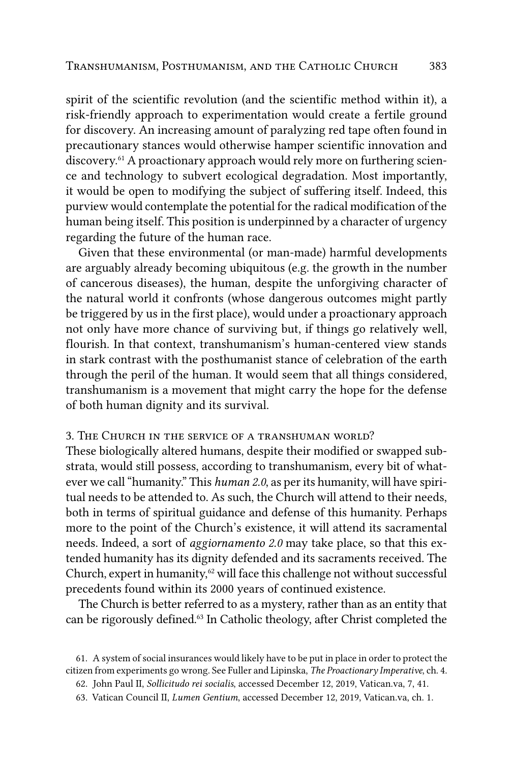spirit of the scientific revolution (and the scientific method within it), a risk-friendly approach to experimentation would create a fertile ground for discovery. An increasing amount of paralyzing red tape often found in precautionary stances would otherwise hamper scientific innovation and discovery.[61] A proactionary approach would rely more on furthering science and technology to subvert ecological degradation. Most importantly, it would be open to modifying the subject of suffering itself. Indeed, this purview would contemplate the potential for the radical modification of the human being itself. This position is underpinned by a character of urgency regarding the future of the human race.

Given that these environmental (or man-made) harmful developments are arguably already becoming ubiquitous (e.g. the growth in the number of cancerous diseases), the human, despite the unforgiving character of the natural world it confronts (whose dangerous outcomes might partly be triggered by us in the first place), would under a proactionary approach not only have more chance of surviving but, if things go relatively well, flourish. In that context, transhumanism's human-centered view stands in stark contrast with the posthumanist stance of celebration of the earth through the peril of the human. It would seem that all things considered, transhumanism is a movement that might carry the hope for the defense of both human dignity and its survival.

## 3. The Church in the service of a transhuman world?

These biologically altered humans, despite their modified or swapped substrata, would still possess, according to transhumanism, every bit of whatever we call "humanity." This *human 2.0*, as per its humanity, will have spiritual needs to be attended to. As such, the Church will attend to their needs, both in terms of spiritual guidance and defense of this humanity. Perhaps more to the point of the Church's existence, it will attend its sacramental needs. Indeed, a sort of *aggiornamento 2.0* may take place, so that this extended humanity has its dignity defended and its sacraments received. The Church, expert in humanity,[62] will face this challenge not without successful precedents found within its 2000 years of continued existence.

The Church is better referred to as a mystery, rather than as an entity that can be rigorously defined.[63] In Catholic theology, after Christ completed the

61. A system of social insurances would likely have to be put in place in order to protect the citizen from experiments go wrong. See Fuller and Lipinska, *The Proactionary Imperative*, ch. 4.

62. John Paul II, *Sollicitudo rei socialis*, accessed December 12, 2019, Vatican.va, 7, 41.

63. Vatican Council II, *Lumen Gentium*, accessed December 12, 2019, Vatican.va, ch. 1.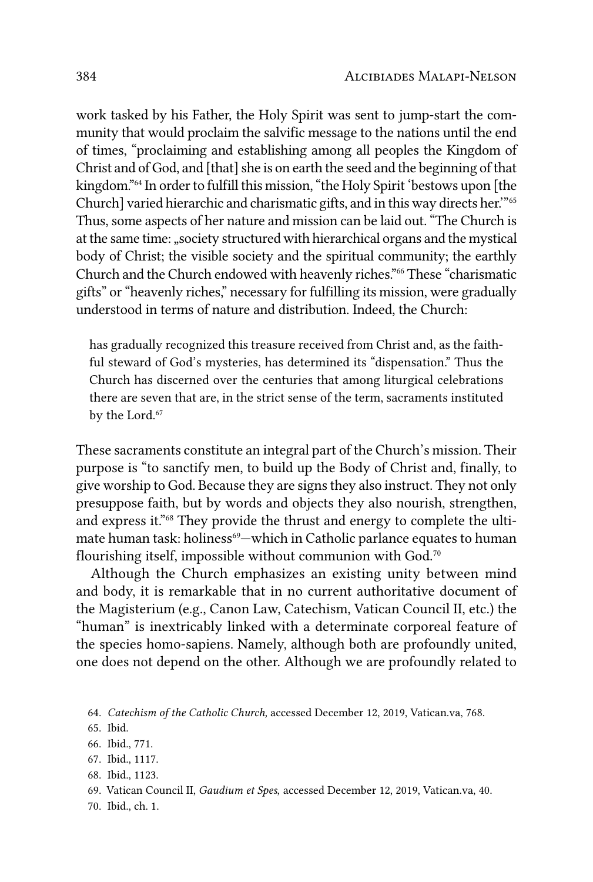work tasked by his Father, the Holy Spirit was sent to jump-start the community that would proclaim the salvific message to the nations until the end of times, "proclaiming and establishing among all peoples the Kingdom of Christ and of God, and [that] she is on earth the seed and the beginning of that kingdom."[64] In order to fulfill this mission, "the Holy Spirit 'bestows upon [the Church] varied hierarchic and charismatic gifts, and in this way directs her.'"[65] Thus, some aspects of her nature and mission can be laid out. "The Church is at the same time: „society structured with hierarchical organs and the mystical body of Christ; the visible society and the spiritual community; the earthly Church and the Church endowed with heavenly riches."[66] These "charismatic gifts" or "heavenly riches," necessary for fulfilling its mission, were gradually understood in terms of nature and distribution. Indeed, the Church:

> has gradually recognized this treasure received from Christ and, as the faithful steward of God's mysteries, has determined its "dispensation." Thus the Church has discerned over the centuries that among liturgical celebrations there are seven that are, in the strict sense of the term, sacraments instituted by the Lord.[67]

These sacraments constitute an integral part of the Church's mission. Their purpose is "to sanctify men, to build up the Body of Christ and, finally, to give worship to God. Because they are signs they also instruct. They not only presuppose faith, but by words and objects they also nourish, strengthen, and express it."[68] They provide the thrust and energy to complete the ultimate human task: holiness[69]—which in Catholic parlance equates to human flourishing itself, impossible without communion with God.[70]

Although the Church emphasizes an existing unity between mind and body, it is remarkable that in no current authoritative document of the Magisterium (e.g., Canon Law, Catechism, Vatican Council II, etc.) the "human" is inextricably linked with a determinate corporeal feature of the species homo-sapiens. Namely, although both are profoundly united, one does not depend on the other. Although we are profoundly related to

64. *Catechism of the Catholic Church,* accessed December 12, 2019, Vatican.va, 768.
65. Ibid.
66. Ibid., 771.
67. Ibid., 1117.
68. Ibid., 1123.
69. Vatican Council II, *Gaudium et Spes*, accessed December 12, 2019, Vatican.va, 40.
70. Ibid., ch. 1.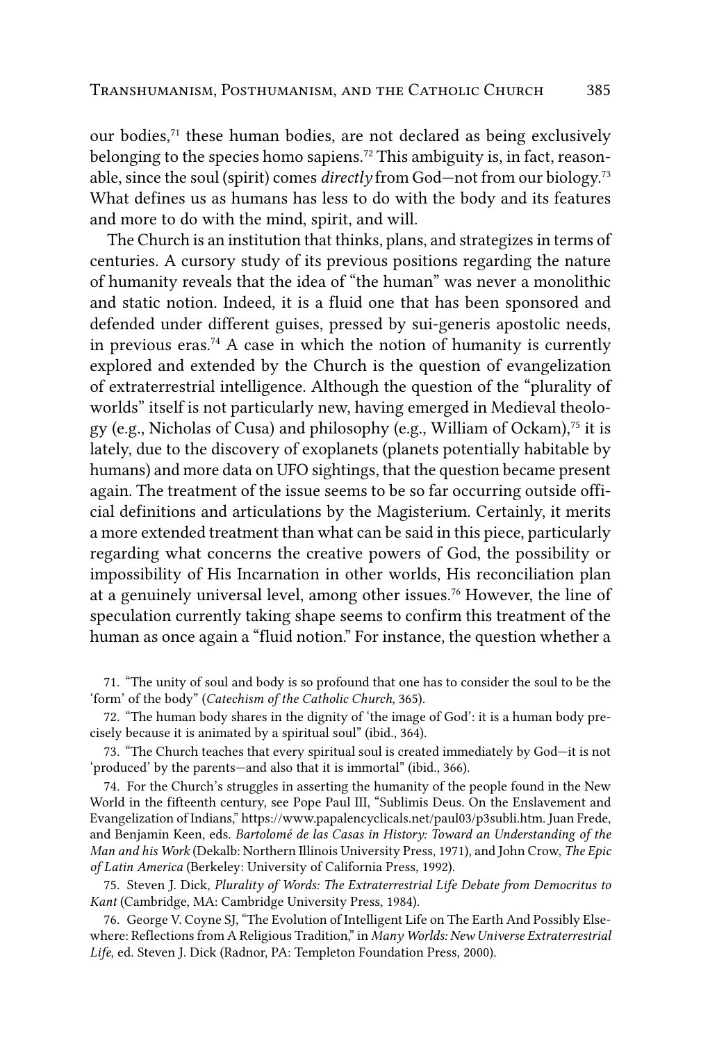our bodies,[71] these human bodies, are not declared as being exclusively belonging to the species homo sapiens.[72] This ambiguity is, in fact, reasonable, since the soul (spirit) comes *directly* from God—not from our biology.[73] What defines us as humans has less to do with the body and its features and more to do with the mind, spirit, and will.

The Church is an institution that thinks, plans, and strategizes in terms of centuries. A cursory study of its previous positions regarding the nature of humanity reveals that the idea of "the human" was never a monolithic and static notion. Indeed, it is a fluid one that has been sponsored and defended under different guises, pressed by sui-generis apostolic needs, in previous eras.[74] A case in which the notion of humanity is currently explored and extended by the Church is the question of evangelization of extraterrestrial intelligence. Although the question of the "plurality of worlds" itself is not particularly new, having emerged in Medieval theology (e.g., Nicholas of Cusa) and philosophy (e.g., William of Ockam),[75] it is lately, due to the discovery of exoplanets (planets potentially habitable by humans) and more data on UFO sightings, that the question became present again. The treatment of the issue seems to be so far occurring outside official definitions and articulations by the Magisterium. Certainly, it merits a more extended treatment than what can be said in this piece, particularly regarding what concerns the creative powers of God, the possibility or impossibility of His Incarnation in other worlds, His reconciliation plan at a genuinely universal level, among other issues.[76] However, the line of speculation currently taking shape seems to confirm this treatment of the human as once again a "fluid notion." For instance, the question whether a

71. "The unity of soul and body is so profound that one has to consider the soul to be the 'form' of the body" (*Catechism of the Catholic Church,* 365).

72. "The human body shares in the dignity of 'the image of God': it is a human body precisely because it is animated by a spiritual soul" (ibid., 364).

73. "The Church teaches that every spiritual soul is created immediately by God—it is not 'produced' by the parents—and also that it is immortal" (ibid., 366).

74. For the Church's struggles in asserting the humanity of the people found in the New World in the fifteenth century, see Pope Paul III, "Sublimis Deus. On the Enslavement and Evangelization of Indians," https://www.papalencyclicals.net/paul03/p3subli.htm. Juan Frede, and Benjamin Keen, eds. *Bartolomé de las Casas in History: Toward an Understanding of the Man and his Work* (Dekalb: Northern Illinois University Press, 1971), and John Crow, *The Epic of Latin America* (Berkeley: University of California Press, 1992).

75. Steven J. Dick, *Plurality of Words: The Extraterrestrial Life Debate from Democritus to Kant* (Cambridge, MA: Cambridge University Press, 1984).

76. George V. Coyne SJ, "The Evolution of Intelligent Life on The Earth And Possibly Elsewhere: Reflections from A Religious Tradition," in *Many Worlds: New Universe Extraterrestrial Life*, ed. Steven J. Dick (Radnor, PA: Templeton Foundation Press, 2000).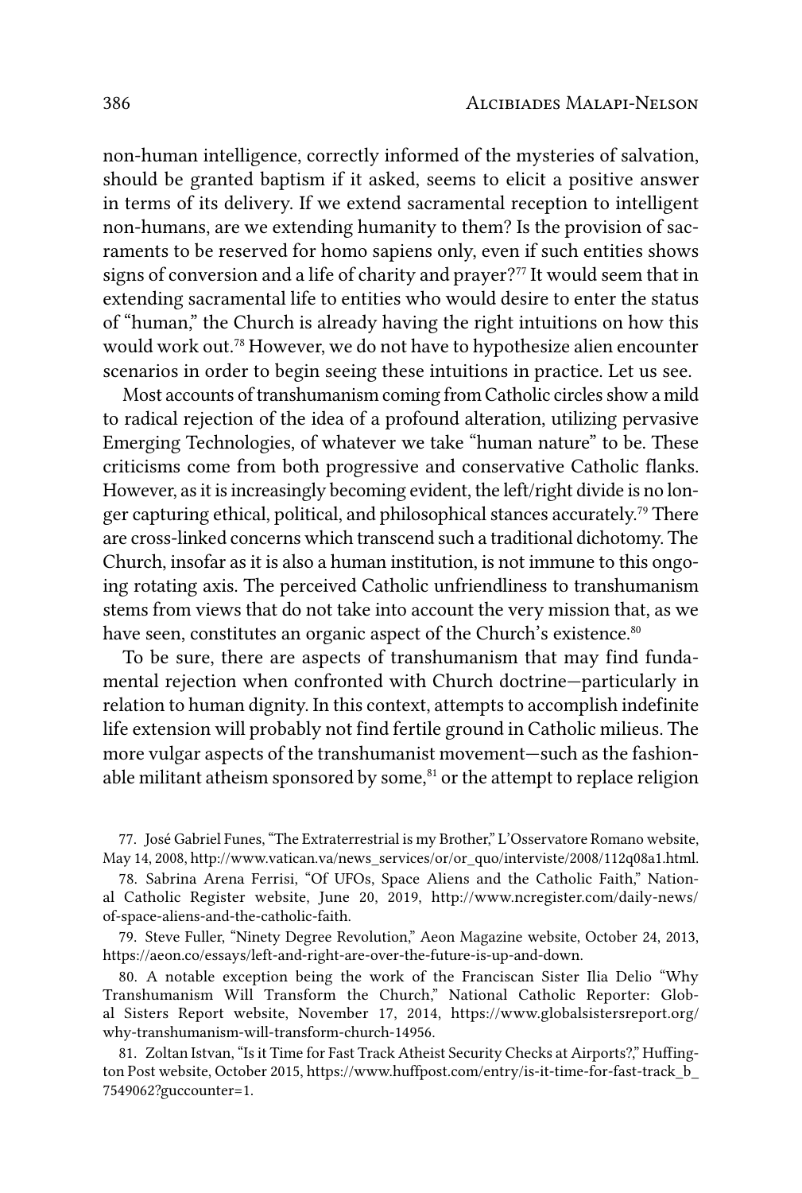non-human intelligence, correctly informed of the mysteries of salvation, should be granted baptism if it asked, seems to elicit a positive answer in terms of its delivery. If we extend sacramental reception to intelligent non-humans, are we extending humanity to them? Is the provision of sacraments to be reserved for homo sapiens only, even if such entities shows signs of conversion and a life of charity and prayer?[77] It would seem that in extending sacramental life to entities who would desire to enter the status of "human," the Church is already having the right intuitions on how this would work out.[78] However, we do not have to hypothesize alien encounter scenarios in order to begin seeing these intuitions in practice. Let us see.

Most accounts of transhumanism coming from Catholic circles show a mild to radical rejection of the idea of a profound alteration, utilizing pervasive Emerging Technologies, of whatever we take "human nature" to be. These criticisms come from both progressive and conservative Catholic flanks. However, as it is increasingly becoming evident, the left/right divide is no longer capturing ethical, political, and philosophical stances accurately.[79] There are cross-linked concerns which transcend such a traditional dichotomy. The Church, insofar as it is also a human institution, is not immune to this ongoing rotating axis. The perceived Catholic unfriendliness to transhumanism stems from views that do not take into account the very mission that, as we have seen, constitutes an organic aspect of the Church's existence.[80]

To be sure, there are aspects of transhumanism that may find fundamental rejection when confronted with Church doctrine—particularly in relation to human dignity. In this context, attempts to accomplish indefinite life extension will probably not find fertile ground in Catholic milieus. The more vulgar aspects of the transhumanist movement—such as the fashionable militant atheism sponsored by some,[81] or the attempt to replace religion

77. José Gabriel Funes, "The Extraterrestrial is my Brother," L'Osservatore Romano website, May 14, 2008, http://www.vatican.va/news_services/or/or_quo/interviste/2008/112q08a1.html.

78. Sabrina Arena Ferrisi, "Of UFOs, Space Aliens and the Catholic Faith," National Catholic Register website, June 20, 2019, http://www.ncregister.com/daily-news/of-space-aliens-and-the-catholic-faith.

79. Steve Fuller, "Ninety Degree Revolution," Aeon Magazine website, October 24, 2013, https://aeon.co/essays/left-and-right-are-over-the-future-is-up-and-down.

80. A notable exception being the work of the Franciscan Sister Ilia Delio "Why Transhumanism Will Transform the Church," National Catholic Reporter: Global Sisters Report website, November 17, 2014, https://www.globalsistersreport.org/why-transhumanism-will-transform-church-14956.

81. Zoltan Istvan, "Is it Time for Fast Track Atheist Security Checks at Airports?," Huffington Post website, October 2015, https://www.huffpost.com/entry/is-it-time-for-fast-track_b_7549062?guccounter=1.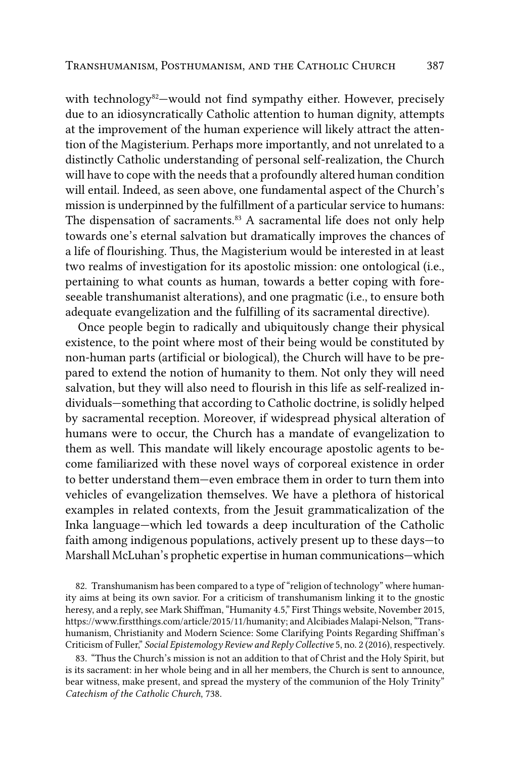with technology[82]—would not find sympathy either. However, precisely due to an idiosyncratically Catholic attention to human dignity, attempts at the improvement of the human experience will likely attract the attention of the Magisterium. Perhaps more importantly, and not unrelated to a distinctly Catholic understanding of personal self-realization, the Church will have to cope with the needs that a profoundly altered human condition will entail. Indeed, as seen above, one fundamental aspect of the Church's mission is underpinned by the fulfillment of a particular service to humans: The dispensation of sacraments.[83] A sacramental life does not only help towards one's eternal salvation but dramatically improves the chances of a life of flourishing. Thus, the Magisterium would be interested in at least two realms of investigation for its apostolic mission: one ontological (i.e., pertaining to what counts as human, towards a better coping with foreseeable transhumanist alterations), and one pragmatic (i.e., to ensure both adequate evangelization and the fulfilling of its sacramental directive).

Once people begin to radically and ubiquitously change their physical existence, to the point where most of their being would be constituted by non-human parts (artificial or biological), the Church will have to be prepared to extend the notion of humanity to them. Not only they will need salvation, but they will also need to flourish in this life as self-realized individuals—something that according to Catholic doctrine, is solidly helped by sacramental reception. Moreover, if widespread physical alteration of humans were to occur, the Church has a mandate of evangelization to them as well. This mandate will likely encourage apostolic agents to become familiarized with these novel ways of corporeal existence in order to better understand them—even embrace them in order to turn them into vehicles of evangelization themselves. We have a plethora of historical examples in related contexts, from the Jesuit grammaticalization of the Inka language—which led towards a deep inculturation of the Catholic faith among indigenous populations, actively present up to these days—to Marshall McLuhan's prophetic expertise in human communications—which

82. Transhumanism has been compared to a type of "religion of technology" where humanity aims at being its own savior. For a criticism of transhumanism linking it to the gnostic heresy, and a reply, see Mark Shiffman, "Humanity 4.5," First Things website, November 2015, https://www.firstthings.com/article/2015/11/humanity; and Alcibiades Malapi-Nelson, "Transhumanism, Christianity and Modern Science: Some Clarifying Points Regarding Shiffman's Criticism of Fuller," *Social Epistemology Review and Reply Collective* 5, no. 2 (2016), respectively.

83. "Thus the Church's mission is not an addition to that of Christ and the Holy Spirit, but is its sacrament: in her whole being and in all her members, the Church is sent to announce, bear witness, make present, and spread the mystery of the communion of the Holy Trinity" *Catechism of the Catholic Church*, 738.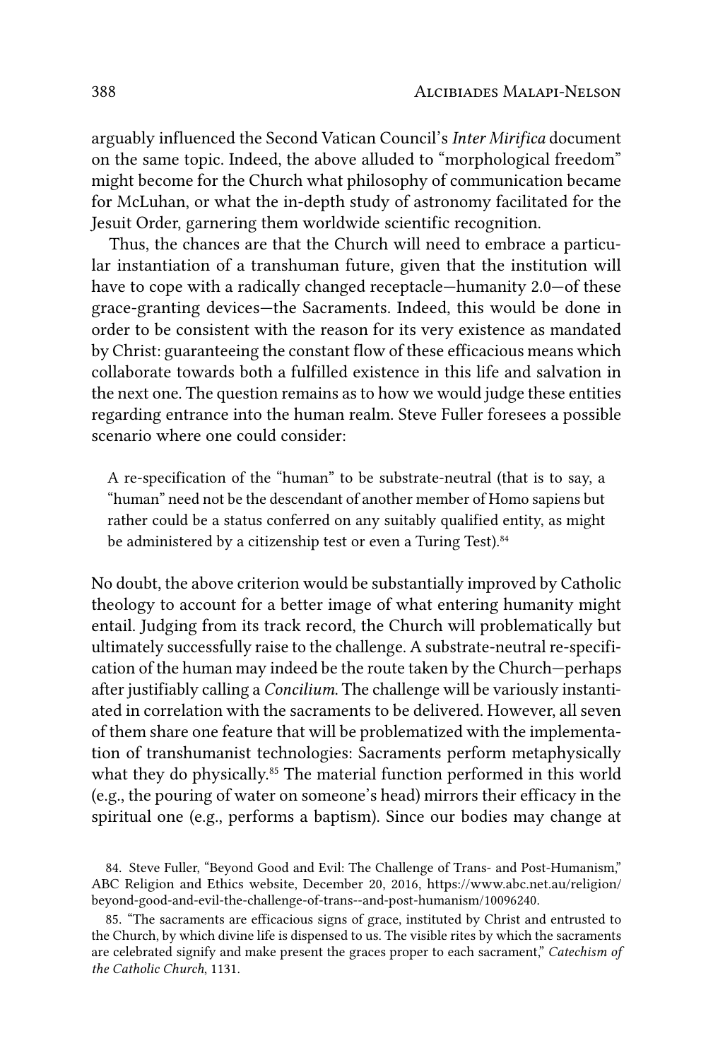arguably influenced the Second Vatican Council's *Inter Mirifica* document on the same topic. Indeed, the above alluded to "morphological freedom" might become for the Church what philosophy of communication became for McLuhan, or what the in-depth study of astronomy facilitated for the Jesuit Order, garnering them worldwide scientific recognition.

Thus, the chances are that the Church will need to embrace a particular instantiation of a transhuman future, given that the institution will have to cope with a radically changed receptacle—humanity 2.0—of these grace-granting devices—the Sacraments. Indeed, this would be done in order to be consistent with the reason for its very existence as mandated by Christ: guaranteeing the constant flow of these efficacious means which collaborate towards both a fulfilled existence in this life and salvation in the next one. The question remains as to how we would judge these entities regarding entrance into the human realm. Steve Fuller foresees a possible scenario where one could consider:

> A re-specification of the "human" to be substrate-neutral (that is to say, a "human" need not be the descendant of another member of Homo sapiens but rather could be a status conferred on any suitably qualified entity, as might be administered by a citizenship test or even a Turing Test).[84]

No doubt, the above criterion would be substantially improved by Catholic theology to account for a better image of what entering humanity might entail. Judging from its track record, the Church will problematically but ultimately successfully raise to the challenge. A substrate-neutral re-specification of the human may indeed be the route taken by the Church—perhaps after justifiably calling a *Concilium.* The challenge will be variously instantiated in correlation with the sacraments to be delivered. However, all seven of them share one feature that will be problematized with the implementation of transhumanist technologies: Sacraments perform metaphysically what they do physically.[85] The material function performed in this world (e.g., the pouring of water on someone's head) mirrors their efficacy in the spiritual one (e.g., performs a baptism). Since our bodies may change at

84. Steve Fuller, "Beyond Good and Evil: The Challenge of Trans- and Post-Humanism," ABC Religion and Ethics website, December 20, 2016, https://www.abc.net.au/religion/beyond-good-and-evil-the-challenge-of-trans--and-post-humanism/10096240.

85. "The sacraments are efficacious signs of grace, instituted by Christ and entrusted to the Church, by which divine life is dispensed to us. The visible rites by which the sacraments are celebrated signify and make present the graces proper to each sacrament," *Catechism of the Catholic Church*, 1131.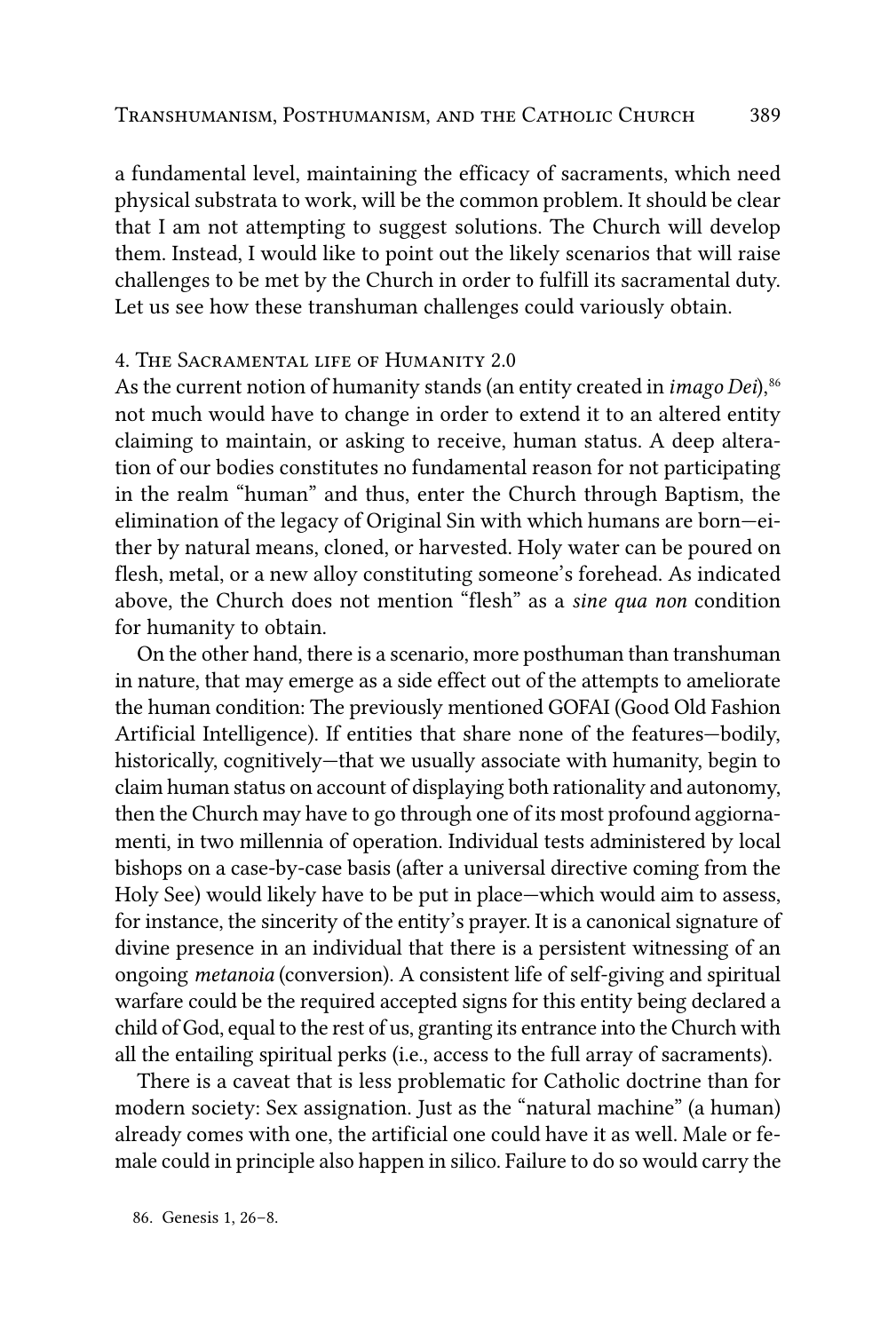a fundamental level, maintaining the efficacy of sacraments, which need physical substrata to work, will be the common problem. It should be clear that I am not attempting to suggest solutions. The Church will develop them. Instead, I would like to point out the likely scenarios that will raise challenges to be met by the Church in order to fulfill its sacramental duty. Let us see how these transhuman challenges could variously obtain.

## 4. The Sacramental life of Humanity 2.0

As the current notion of humanity stands (an entity created in *imago Dei*),[86] not much would have to change in order to extend it to an altered entity claiming to maintain, or asking to receive, human status. A deep alteration of our bodies constitutes no fundamental reason for not participating in the realm "human" and thus, enter the Church through Baptism, the elimination of the legacy of Original Sin with which humans are born—either by natural means, cloned, or harvested. Holy water can be poured on flesh, metal, or a new alloy constituting someone's forehead. As indicated above, the Church does not mention "flesh" as a *sine qua non* condition for humanity to obtain.

On the other hand, there is a scenario, more posthuman than transhuman in nature, that may emerge as a side effect out of the attempts to ameliorate the human condition: The previously mentioned GOFAI (Good Old Fashion Artificial Intelligence). If entities that share none of the features—bodily, historically, cognitively—that we usually associate with humanity, begin to claim human status on account of displaying both rationality and autonomy, then the Church may have to go through one of its most profound aggiornamenti, in two millennia of operation. Individual tests administered by local bishops on a case-by-case basis (after a universal directive coming from the Holy See) would likely have to be put in place—which would aim to assess, for instance, the sincerity of the entity's prayer. It is a canonical signature of divine presence in an individual that there is a persistent witnessing of an ongoing *metanoia* (conversion). A consistent life of self-giving and spiritual warfare could be the required accepted signs for this entity being declared a child of God, equal to the rest of us, granting its entrance into the Church with all the entailing spiritual perks (i.e., access to the full array of sacraments).

There is a caveat that is less problematic for Catholic doctrine than for modern society: Sex assignation. Just as the "natural machine" (a human) already comes with one, the artificial one could have it as well. Male or female could in principle also happen in silico. Failure to do so would carry the

86. Genesis 1, 26–8.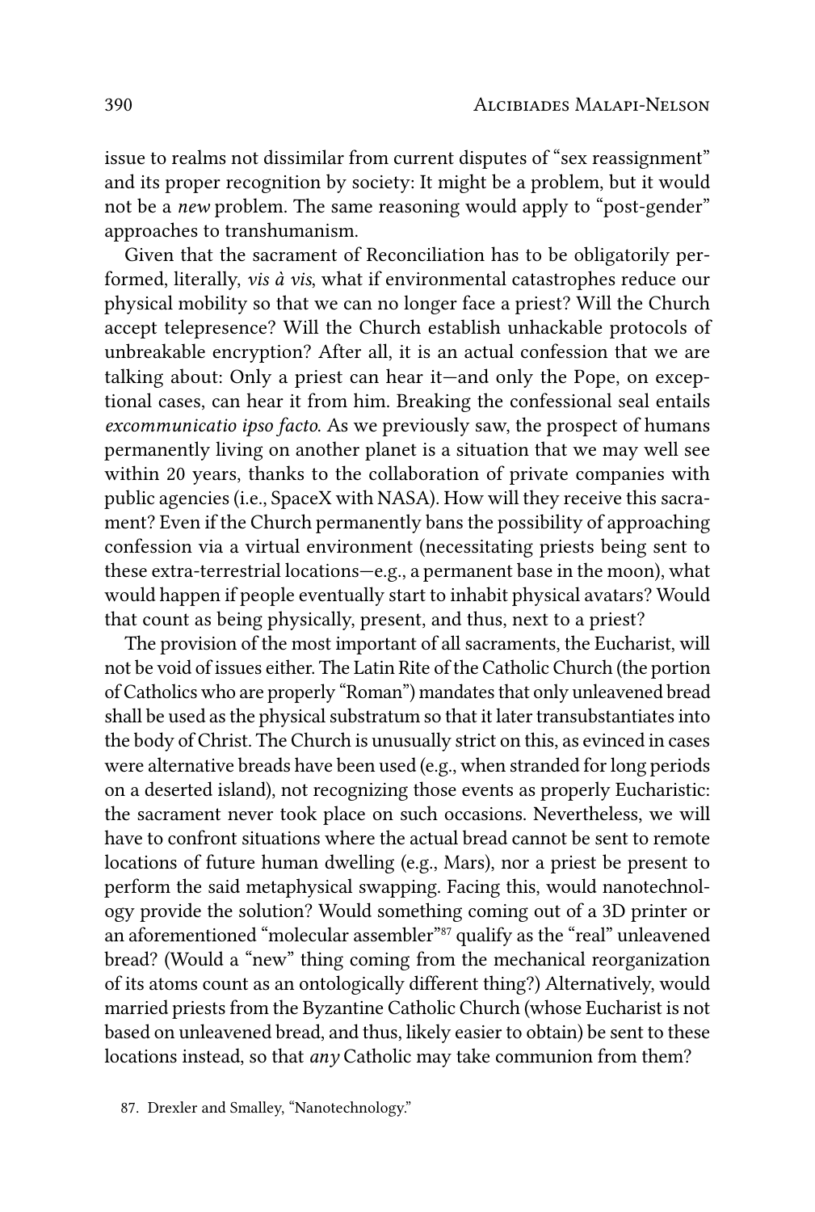issue to realms not dissimilar from current disputes of "sex reassignment" and its proper recognition by society: It might be a problem, but it would not be a *new* problem. The same reasoning would apply to "post-gender" approaches to transhumanism.

Given that the sacrament of Reconciliation has to be obligatorily performed, literally, *vis à vis*, what if environmental catastrophes reduce our physical mobility so that we can no longer face a priest? Will the Church accept telepresence? Will the Church establish unhackable protocols of unbreakable encryption? After all, it is an actual confession that we are talking about: Only a priest can hear it—and only the Pope, on exceptional cases, can hear it from him. Breaking the confessional seal entails *excommunicatio ipso facto*. As we previously saw, the prospect of humans permanently living on another planet is a situation that we may well see within 20 years, thanks to the collaboration of private companies with public agencies (i.e., SpaceX with NASA). How will they receive this sacrament? Even if the Church permanently bans the possibility of approaching confession via a virtual environment (necessitating priests being sent to these extra-terrestrial locations—e.g., a permanent base in the moon), what would happen if people eventually start to inhabit physical avatars? Would that count as being physically, present, and thus, next to a priest?

The provision of the most important of all sacraments, the Eucharist, will not be void of issues either. The Latin Rite of the Catholic Church (the portion of Catholics who are properly "Roman") mandates that only unleavened bread shall be used as the physical substratum so that it later transubstantiates into the body of Christ. The Church is unusually strict on this, as evinced in cases were alternative breads have been used (e.g., when stranded for long periods on a deserted island), not recognizing those events as properly Eucharistic: the sacrament never took place on such occasions. Nevertheless, we will have to confront situations where the actual bread cannot be sent to remote locations of future human dwelling (e.g., Mars), nor a priest be present to perform the said metaphysical swapping. Facing this, would nanotechnology provide the solution? Would something coming out of a 3D printer or an aforementioned "molecular assembler"[87] qualify as the "real" unleavened bread? (Would a "new" thing coming from the mechanical reorganization of its atoms count as an ontologically different thing?) Alternatively, would married priests from the Byzantine Catholic Church (whose Eucharist is not based on unleavened bread, and thus, likely easier to obtain) be sent to these locations instead, so that *any* Catholic may take communion from them?

87. Drexler and Smalley, "Nanotechnology."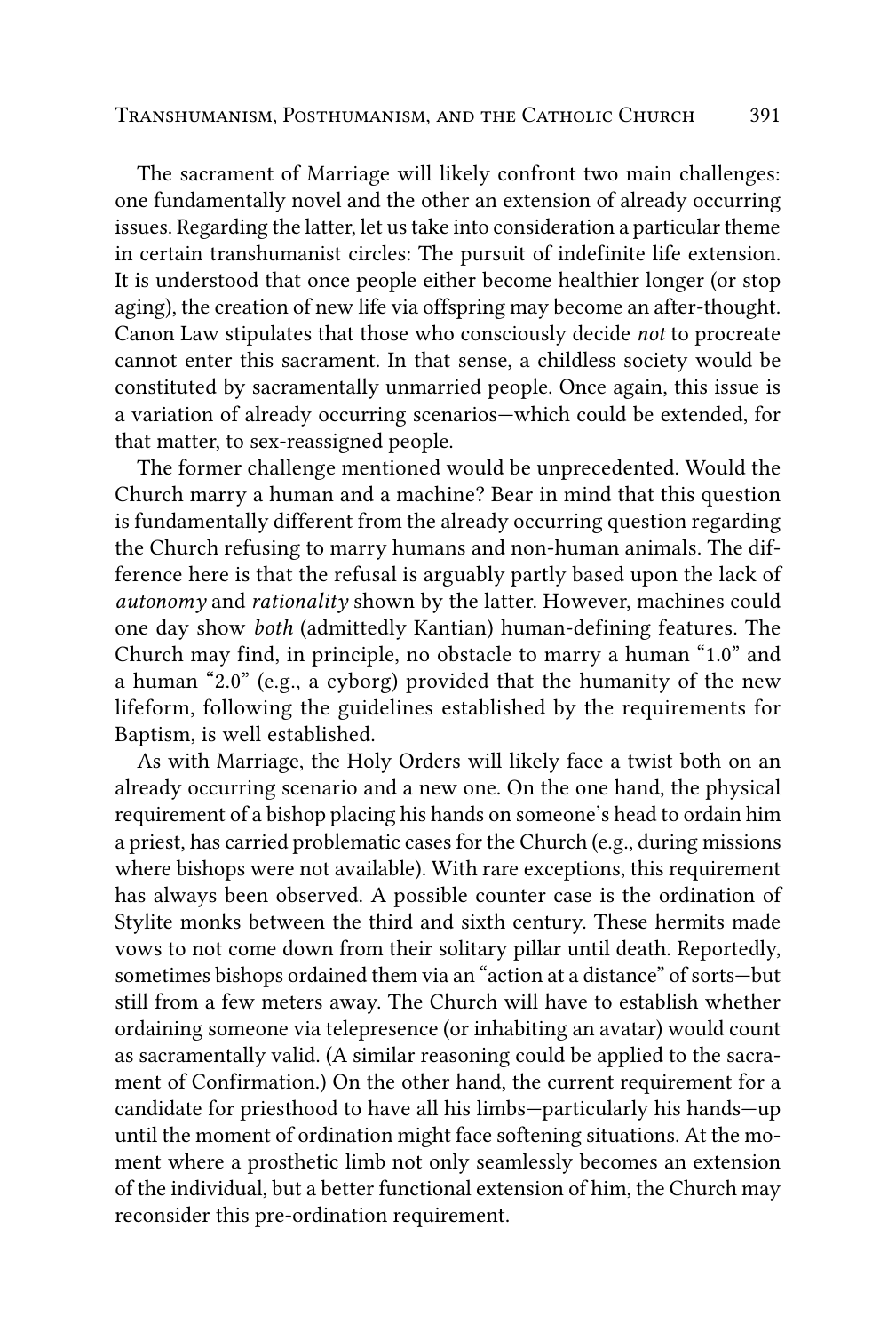The sacrament of Marriage will likely confront two main challenges: one fundamentally novel and the other an extension of already occurring issues. Regarding the latter, let us take into consideration a particular theme in certain transhumanist circles: The pursuit of indefinite life extension. It is understood that once people either become healthier longer (or stop aging), the creation of new life via offspring may become an after-thought. Canon Law stipulates that those who consciously decide *not* to procreate cannot enter this sacrament. In that sense, a childless society would be constituted by sacramentally unmarried people. Once again, this issue is a variation of already occurring scenarios—which could be extended, for that matter, to sex-reassigned people.

The former challenge mentioned would be unprecedented. Would the Church marry a human and a machine? Bear in mind that this question is fundamentally different from the already occurring question regarding the Church refusing to marry humans and non-human animals. The difference here is that the refusal is arguably partly based upon the lack of *autonomy* and *rationality* shown by the latter. However, machines could one day show *both* (admittedly Kantian) human-defining features. The Church may find, in principle, no obstacle to marry a human "1.0" and a human "2.0" (e.g., a cyborg) provided that the humanity of the new lifeform, following the guidelines established by the requirements for Baptism, is well established.

As with Marriage, the Holy Orders will likely face a twist both on an already occurring scenario and a new one. On the one hand, the physical requirement of a bishop placing his hands on someone's head to ordain him a priest, has carried problematic cases for the Church (e.g., during missions where bishops were not available). With rare exceptions, this requirement has always been observed. A possible counter case is the ordination of Stylite monks between the third and sixth century. These hermits made vows to not come down from their solitary pillar until death. Reportedly, sometimes bishops ordained them via an "action at a distance" of sorts—but still from a few meters away. The Church will have to establish whether ordaining someone via telepresence (or inhabiting an avatar) would count as sacramentally valid. (A similar reasoning could be applied to the sacrament of Confirmation.) On the other hand, the current requirement for a candidate for priesthood to have all his limbs—particularly his hands—up until the moment of ordination might face softening situations. At the moment where a prosthetic limb not only seamlessly becomes an extension of the individual, but a better functional extension of him, the Church may reconsider this pre-ordination requirement.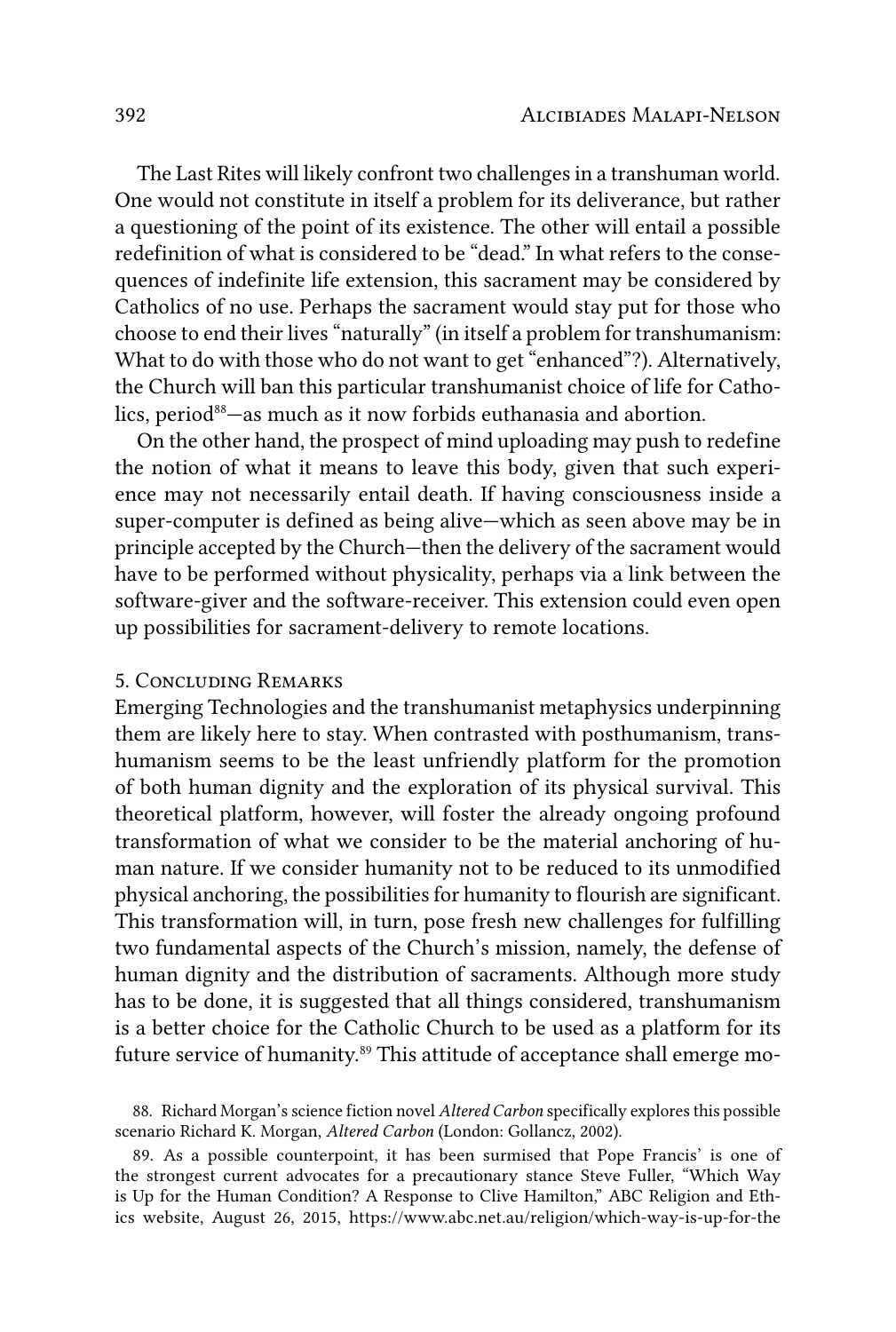The Last Rites will likely confront two challenges in a transhuman world. One would not constitute in itself a problem for its deliverance, but rather a questioning of the point of its existence. The other will entail a possible redefinition of what is considered to be "dead." In what refers to the consequences of indefinite life extension, this sacrament may be considered by Catholics of no use. Perhaps the sacrament would stay put for those who choose to end their lives "naturally" (in itself a problem for transhumanism: What to do with those who do not want to get "enhanced"?). Alternatively, the Church will ban this particular transhumanist choice of life for Catholics, period[88]—as much as it now forbids euthanasia and abortion.

On the other hand, the prospect of mind uploading may push to redefine the notion of what it means to leave this body, given that such experience may not necessarily entail death. If having consciousness inside a super-computer is defined as being alive—which as seen above may be in principle accepted by the Church—then the delivery of the sacrament would have to be performed without physicality, perhaps via a link between the software-giver and the software-receiver. This extension could even open up possibilities for sacrament-delivery to remote locations.

## 5. Concluding Remarks

Emerging Technologies and the transhumanist metaphysics underpinning them are likely here to stay. When contrasted with posthumanism, transhumanism seems to be the least unfriendly platform for the promotion of both human dignity and the exploration of its physical survival. This theoretical platform, however, will foster the already ongoing profound transformation of what we consider to be the material anchoring of human nature. If we consider humanity not to be reduced to its unmodified physical anchoring, the possibilities for humanity to flourish are significant. This transformation will, in turn, pose fresh new challenges for fulfilling two fundamental aspects of the Church's mission, namely, the defense of human dignity and the distribution of sacraments. Although more study has to be done, it is suggested that all things considered, transhumanism is a better choice for the Catholic Church to be used as a platform for its future service of humanity.[89] This attitude of acceptance shall emerge mo-

88. Richard Morgan's science fiction novel *Altered Carbon* specifically explores this possible scenario Richard K. Morgan, *Altered Carbon* (London: Gollancz, 2002).

89. As a possible counterpoint, it has been surmised that Pope Francis' is one of the strongest current advocates for a precautionary stance Steve Fuller, "Which Way is Up for the Human Condition? A Response to Clive Hamilton," ABC Religion and Ethics website, August 26, 2015, https://www.abc.net.au/religion/which-way-is-up-for-the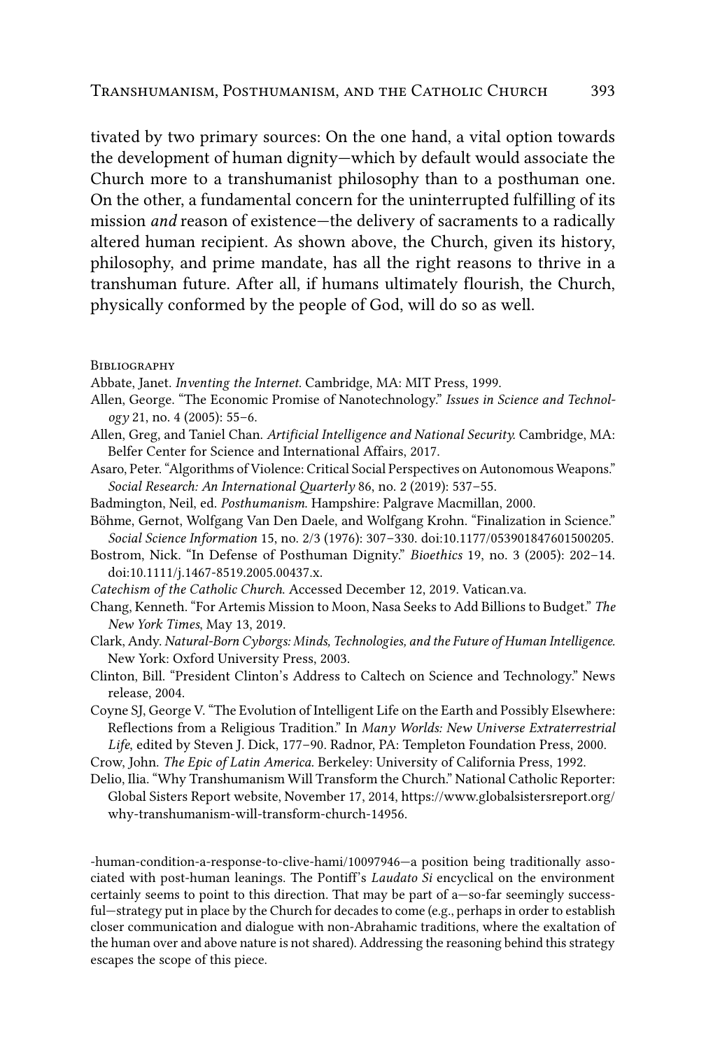tivated by two primary sources: On the one hand, a vital option towards the development of human dignity—which by default would associate the Church more to a transhumanist philosophy than to a posthuman one. On the other, a fundamental concern for the uninterrupted fulfilling of its mission *and* reason of existence—the delivery of sacraments to a radically altered human recipient. As shown above, the Church, given its history, philosophy, and prime mandate, has all the right reasons to thrive in a transhuman future. After all, if humans ultimately flourish, the Church, physically conformed by the people of God, will do so as well.

## Bibliography

Abbate, Janet. *Inventing the Internet*. Cambridge, MA: MIT Press, 1999.

Allen, George. "The Economic Promise of Nanotechnology." *Issues in Science and Technology* 21, no. 4 (2005): 55–6.

Allen, Greg, and Taniel Chan. *Artificial Intelligence and National Security.* Cambridge, MA: Belfer Center for Science and International Affairs, 2017.

Asaro, Peter. "Algorithms of Violence: Critical Social Perspectives on Autonomous Weapons." *Social Research: An International Quarterly* 86, no. 2 (2019): 537–55.

Badmington, Neil, ed. *Posthumanism.* Hampshire: Palgrave Macmillan, 2000.

Böhme, Gernot, Wolfgang Van Den Daele, and Wolfgang Krohn. "Finalization in Science." *Social Science Information* 15, no. 2/3 (1976): 307–330. doi:10.1177/053901847601500205.

Bostrom, Nick. "In Defense of Posthuman Dignity." *Bioethics* 19, no. 3 (2005): 202–14. doi:10.1111/j.1467-8519.2005.00437.x.

*Catechism of the Catholic Church.* Accessed December 12, 2019. Vatican.va.

Chang, Kenneth. "For Artemis Mission to Moon, Nasa Seeks to Add Billions to Budget." *The New York Times*, May 13, 2019.

Clark, Andy. *Natural-Born Cyborgs: Minds, Technologies, and the Future of Human Intelligence.* New York: Oxford University Press, 2003.

Clinton, Bill. "President Clinton's Address to Caltech on Science and Technology." News release, 2004.

Coyne SJ, George V. "The Evolution of Intelligent Life on the Earth and Possibly Elsewhere: Reflections from a Religious Tradition." In *Many Worlds: New Universe Extraterrestrial Life*, edited by Steven J. Dick, 177–90. Radnor, PA: Templeton Foundation Press, 2000.

Crow, John. *The Epic of Latin America.* Berkeley: University of California Press, 1992.

Delio, Ilia. "Why Transhumanism Will Transform the Church." National Catholic Reporter: Global Sisters Report website, November 17, 2014, https://www.globalsistersreport.org/why-transhumanism-will-transform-church-14956.

-human-condition-a-response-to-clive-hami/10097946—a position being traditionally associated with post-human leanings. The Pontiff's *Laudato Si* encyclical on the environment certainly seems to point to this direction. That may be part of a—so-far seemingly successful—strategy put in place by the Church for decades to come (e.g., perhaps in order to establish closer communication and dialogue with non-Abrahamic traditions, where the exaltation of the human over and above nature is not shared). Addressing the reasoning behind this strategy escapes the scope of this piece.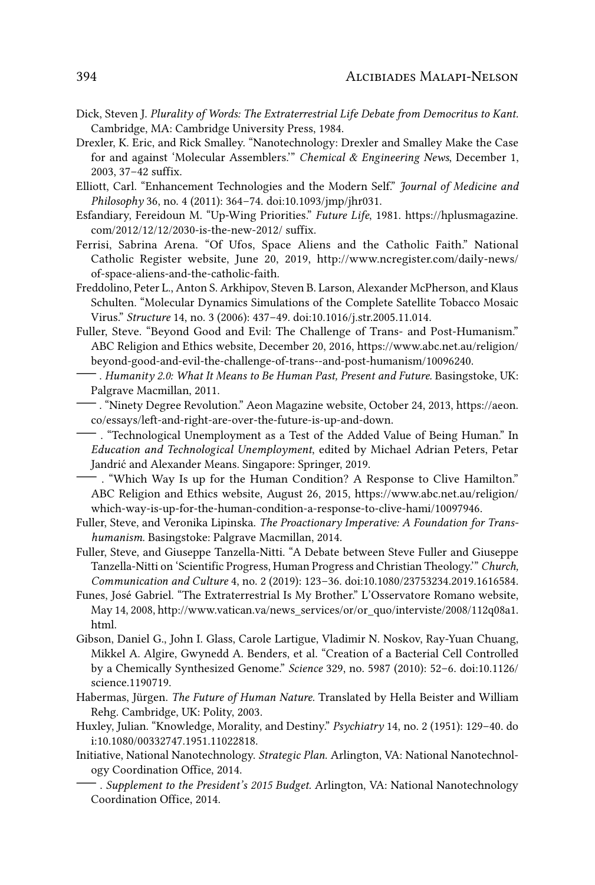Dick, Steven J. *Plurality of Words: The Extraterrestrial Life Debate from Democritus to Kant.* Cambridge, MA: Cambridge University Press, 1984.

Drexler, K. Eric, and Rick Smalley. "Nanotechnology: Drexler and Smalley Make the Case for and against 'Molecular Assemblers.'" *Chemical & Engineering News*, December 1, 2003, 37–42 suffix.

Elliott, Carl. "Enhancement Technologies and the Modern Self." *Journal of Medicine and Philosophy* 36, no. 4 (2011): 364–74. doi:10.1093/jmp/jhr031.

Esfandiary, Fereidoun M. "Up-Wing Priorities." *Future Life*, 1981. https://hplusmagazine.com/2012/12/12/2030-is-the-new-2012/ suffix.

Ferrisi, Sabrina Arena. "Of Ufos, Space Aliens and the Catholic Faith." National Catholic Register website, June 20, 2019, http://www.ncregister.com/daily-news/of-space-aliens-and-the-catholic-faith.

Freddolino, Peter L., Anton S. Arkhipov, Steven B. Larson, Alexander McPherson, and Klaus Schulten. "Molecular Dynamics Simulations of the Complete Satellite Tobacco Mosaic Virus." *Structure* 14, no. 3 (2006): 437–49. doi:10.1016/j.str.2005.11.014.

Fuller, Steve. "Beyond Good and Evil: The Challenge of Trans- and Post-Humanism." ABC Religion and Ethics website, December 20, 2016, https://www.abc.net.au/religion/beyond-good-and-evil-the-challenge-of-trans--and-post-humanism/10096240.

——— . *Humanity 2.0: What It Means to Be Human Past, Present and Future.* Basingstoke, UK: Palgrave Macmillan, 2011.

——— . "Ninety Degree Revolution." Aeon Magazine website, October 24, 2013, https://aeon.co/essays/left-and-right-are-over-the-future-is-up-and-down.

——— . "Technological Unemployment as a Test of the Added Value of Being Human." In *Education and Technological Unemployment*, edited by Michael Adrian Peters, Petar Jandrić and Alexander Means. Singapore: Springer, 2019.

——— . "Which Way Is up for the Human Condition? A Response to Clive Hamilton." ABC Religion and Ethics website, August 26, 2015, https://www.abc.net.au/religion/which-way-is-up-for-the-human-condition-a-response-to-clive-hami/10097946.

Fuller, Steve, and Veronika Lipinska. *The Proactionary Imperative: A Foundation for Transhumanism.* Basingstoke: Palgrave Macmillan, 2014.

Fuller, Steve, and Giuseppe Tanzella-Nitti. "A Debate between Steve Fuller and Giuseppe Tanzella-Nitti on 'Scientific Progress, Human Progress and Christian Theology.'" *Church, Communication and Culture* 4, no. 2 (2019): 123–36. doi:10.1080/23753234.2019.1616584.

Funes, José Gabriel. "The Extraterrestrial Is My Brother." L'Osservatore Romano website, May 14, 2008, http://www.vatican.va/news_services/or/or_quo/interviste/2008/112q08a1.html.

Gibson, Daniel G., John I. Glass, Carole Lartigue, Vladimir N. Noskov, Ray-Yuan Chuang, Mikkel A. Algire, Gwynedd A. Benders, et al. "Creation of a Bacterial Cell Controlled by a Chemically Synthesized Genome." *Science* 329, no. 5987 (2010): 52–6. doi:10.1126/science.1190719.

Habermas, Jürgen. *The Future of Human Nature.* Translated by Hella Beister and William Rehg. Cambridge, UK: Polity, 2003.

Huxley, Julian. "Knowledge, Morality, and Destiny." *Psychiatry* 14, no. 2 (1951): 129–40. doi:10.1080/00332747.1951.11022818.

Initiative, National Nanotechnology. *Strategic Plan.* Arlington, VA: National Nanotechnology Coordination Office, 2014.

——— . *Supplement to the President's 2015 Budget.* Arlington, VA: National Nanotechnology Coordination Office, 2014.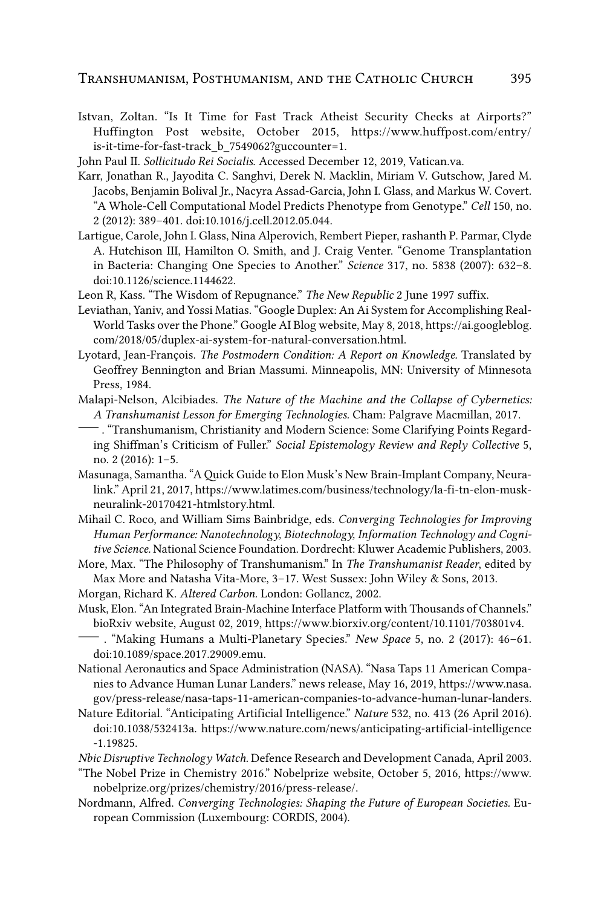Istvan, Zoltan. “Is It Time for Fast Track Atheist Security Checks at Airports?” Huffington Post website, October 2015, https://www.huffpost.com/entry/is-it-time-for-fast-track_b_7549062?guccounter=1.

John Paul II. *Sollicitudo Rei Socialis*. Accessed December 12, 2019, Vatican.va.

Karr, Jonathan R., Jayodita C. Sanghvi, Derek N. Macklin, Miriam V. Gutschow, Jared M. Jacobs, Benjamin Bolival Jr., Nacyra Assad-Garcia, John I. Glass, and Markus W. Covert. “A Whole-Cell Computational Model Predicts Phenotype from Genotype.” *Cell* 150, no. 2 (2012): 389–401. doi:10.1016/j.cell.2012.05.044.

Lartigue, Carole, John I. Glass, Nina Alperovich, Rembert Pieper, rashanth P. Parmar, Clyde A. Hutchison III, Hamilton O. Smith, and J. Craig Venter. “Genome Transplantation in Bacteria: Changing One Species to Another.” *Science* 317, no. 5838 (2007): 632–8. doi:10.1126/science.1144622.

Leon R, Kass. “The Wisdom of Repugnance.” *The New Republic* 2 June 1997 suffix.

Leviathan, Yaniv, and Yossi Matias. “Google Duplex: An Ai System for Accomplishing Real-World Tasks over the Phone.” Google AI Blog website, May 8, 2018, https://ai.googleblog.com/2018/05/duplex-ai-system-for-natural-conversation.html.

Lyotard, Jean-François. *The Postmodern Condition: A Report on Knowledge.* Translated by Geoffrey Bennington and Brian Massumi. Minneapolis, MN: University of Minnesota Press, 1984.

Malapi-Nelson, Alcibiades. *The Nature of the Machine and the Collapse of Cybernetics: A Transhumanist Lesson for Emerging Technologies.* Cham: Palgrave Macmillan, 2017.

——— . “Transhumanism, Christianity and Modern Science: Some Clarifying Points Regarding Shiffman’s Criticism of Fuller.” *Social Epistemology Review and Reply Collective* 5, no. 2 (2016): 1–5.

Masunaga, Samantha. “A Quick Guide to Elon Musk’s New Brain-Implant Company, Neuralink.” April 21, 2017, https://www.latimes.com/business/technology/la-fi-tn-elon-musk-neuralink-20170421-htmlstory.html.

Mihail C. Roco, and William Sims Bainbridge, eds. *Converging Technologies for Improving Human Performance: Nanotechnology, Biotechnology, Information Technology and Cognitive Science.* National Science Foundation. Dordrecht: Kluwer Academic Publishers, 2003.

More, Max. “The Philosophy of Transhumanism.” In *The Transhumanist Reader*, edited by Max More and Natasha Vita-More, 3–17. West Sussex: John Wiley & Sons, 2013.

Morgan, Richard K. *Altered Carbon.* London: Gollancz, 2002.

Musk, Elon. “An Integrated Brain-Machine Interface Platform with Thousands of Channels.” bioRxiv website, August 02, 2019, https://www.biorxiv.org/content/10.1101/703801v4.

——— . “Making Humans a Multi-Planetary Species.” *New Space* 5, no. 2 (2017): 46–61. doi:10.1089/space.2017.29009.emu.

National Aeronautics and Space Administration (NASA). “Nasa Taps 11 American Companies to Advance Human Lunar Landers.” news release, May 16, 2019, https://www.nasa.gov/press-release/nasa-taps-11-american-companies-to-advance-human-lunar-landers.

Nature Editorial. “Anticipating Artificial Intelligence.” *Nature* 532, no. 413 (26 April 2016). doi:10.1038/532413a. https://www.nature.com/news/anticipating-artificial-intelligence-1.19825.

*Nbic Disruptive Technology Watch.* Defence Research and Development Canada, April 2003.

“The Nobel Prize in Chemistry 2016.” Nobelprize website, October 5, 2016, https://www.nobelprize.org/prizes/chemistry/2016/press-release/.

Nordmann, Alfred. *Converging Technologies: Shaping the Future of European Societies.* European Commission (Luxembourg: CORDIS, 2004).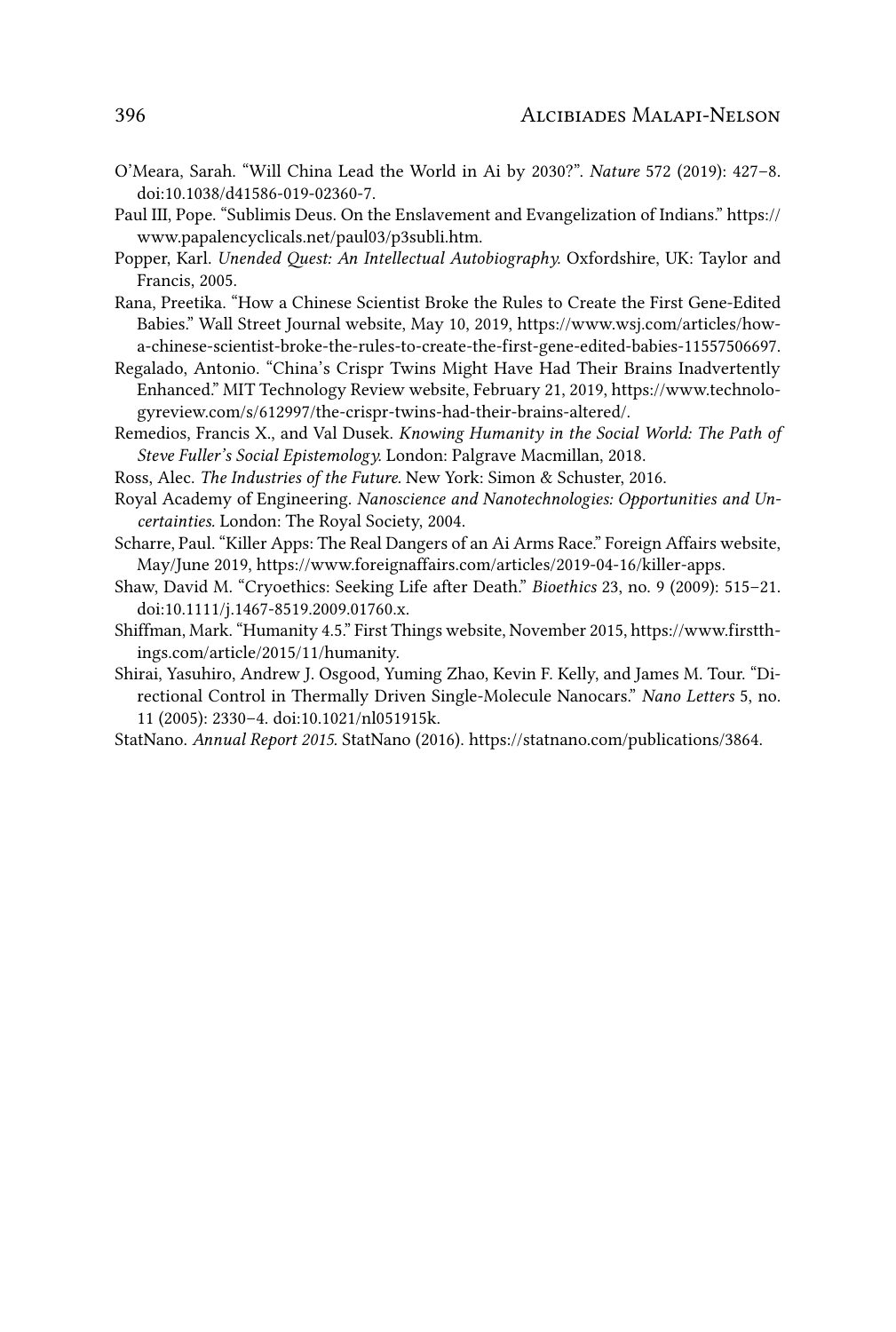O'Meara, Sarah. "Will China Lead the World in Ai by 2030?". *Nature* 572 (2019): 427–8. doi:10.1038/d41586-019-02360-7.

Paul III, Pope. "Sublimis Deus. On the Enslavement and Evangelization of Indians." https://www.papalencyclicals.net/paul03/p3subli.htm.

Popper, Karl. *Unended Quest: An Intellectual Autobiography.* Oxfordshire, UK: Taylor and Francis, 2005.

Rana, Preetika. "How a Chinese Scientist Broke the Rules to Create the First Gene-Edited Babies." Wall Street Journal website, May 10, 2019, https://www.wsj.com/articles/how-a-chinese-scientist-broke-the-rules-to-create-the-first-gene-edited-babies-11557506697.

Regalado, Antonio. "China's Crispr Twins Might Have Had Their Brains Inadvertently Enhanced." MIT Technology Review website, February 21, 2019, https://www.technologyreview.com/s/612997/the-crispr-twins-had-their-brains-altered/.

Remedios, Francis X., and Val Dusek. *Knowing Humanity in the Social World: The Path of Steve Fuller's Social Epistemology.* London: Palgrave Macmillan, 2018.

Ross, Alec. *The Industries of the Future.* New York: Simon & Schuster, 2016.

Royal Academy of Engineering. *Nanoscience and Nanotechnologies: Opportunities and Uncertainties.* London: The Royal Society, 2004.

Scharre, Paul. "Killer Apps: The Real Dangers of an Ai Arms Race." Foreign Affairs website, May/June 2019, https://www.foreignaffairs.com/articles/2019-04-16/killer-apps.

Shaw, David M. "Cryoethics: Seeking Life after Death." *Bioethics* 23, no. 9 (2009): 515–21. doi:10.1111/j.1467-8519.2009.01760.x.

Shiffman, Mark. "Humanity 4.5." First Things website, November 2015, https://www.firstthings.com/article/2015/11/humanity.

Shirai, Yasuhiro, Andrew J. Osgood, Yuming Zhao, Kevin F. Kelly, and James M. Tour. "Directional Control in Thermally Driven Single-Molecule Nanocars." *Nano Letters* 5, no. 11 (2005): 2330–4. doi:10.1021/nl051915k.

StatNano. *Annual Report 2015.* StatNano (2016). https://statnano.com/publications/3864.